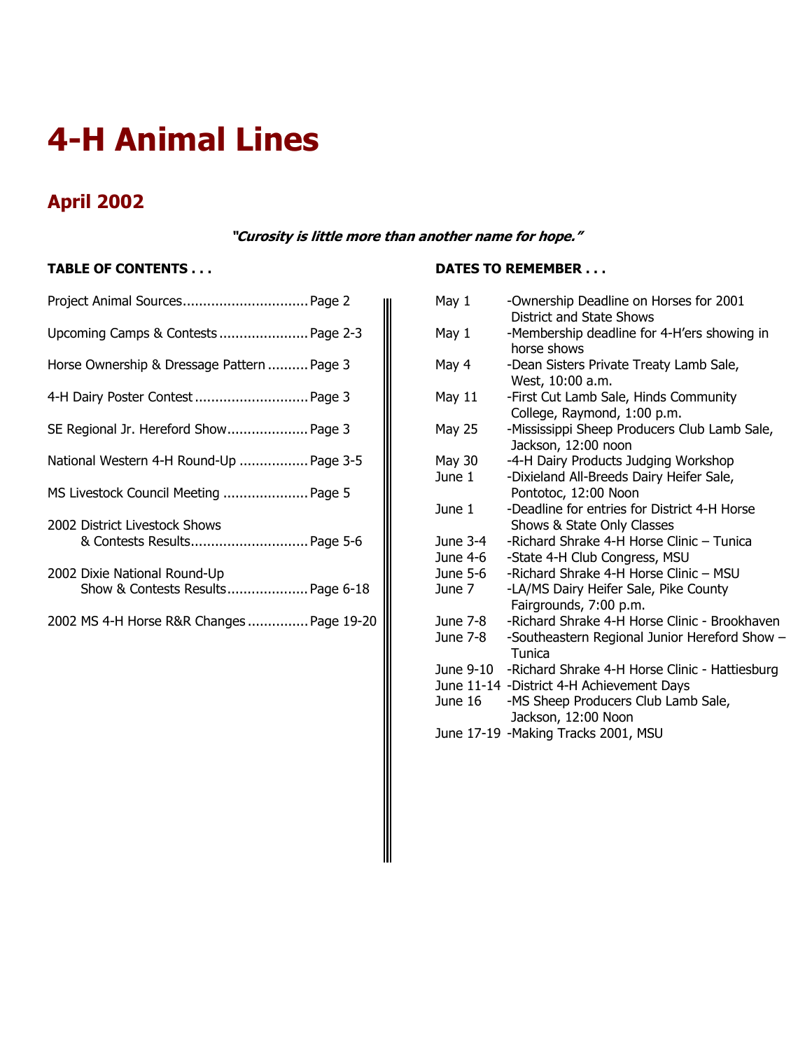# 4-H Animal Lines

## April 2002

***"Curosity is little more than another name for hope."***

**TABLE OF CONTENTS . . .**

| | |
|---|---|
| Project Animal Sources | Page 2 |
| Upcoming Camps & Contests | Page 2-3 |
| Horse Ownership & Dressage Pattern | Page 3 |
| 4-H Dairy Poster Contest | Page 3 |
| SE Regional Jr. Hereford Show | Page 3 |
| National Western 4-H Round-Up | Page 3-5 |
| MS Livestock Council Meeting | Page 5 |
| 2002 District Livestock Shows & Contests Results | Page 5-6 |
| 2002 Dixie National Round-Up Show & Contests Results | Page 6-18 |
| 2002 MS 4-H Horse R&R Changes | Page 19-20 |

**DATES TO REMEMBER . . .**

| | |
|---|---|
| May 1 | -Ownership Deadline on Horses for 2001 District and State Shows |
| May 1 | -Membership deadline for 4-H'ers showing in horse shows |
| May 4 | -Dean Sisters Private Treaty Lamb Sale, West, 10:00 a.m. |
| May 11 | -First Cut Lamb Sale, Hinds Community College, Raymond, 1:00 p.m. |
| May 25 | -Mississippi Sheep Producers Club Lamb Sale, Jackson, 12:00 noon |
| May 30 | -4-H Dairy Products Judging Workshop |
| June 1 | -Dixieland All-Breeds Dairy Heifer Sale, Pontotoc, 12:00 Noon |
| June 1 | -Deadline for entries for District 4-H Horse Shows & State Only Classes |
| June 3-4 | -Richard Shrake 4-H Horse Clinic – Tunica |
| June 4-6 | -State 4-H Club Congress, MSU |
| June 5-6 | -Richard Shrake 4-H Horse Clinic – MSU |
| June 7 | -LA/MS Dairy Heifer Sale, Pike County Fairgrounds, 7:00 p.m. |
| June 7-8 | -Richard Shrake 4-H Horse Clinic - Brookhaven |
| June 7-8 | -Southeastern Regional Junior Hereford Show – Tunica |
| June 9-10 | -Richard Shrake 4-H Horse Clinic - Hattiesburg |
| June 11-14 | -District 4-H Achievement Days |
| June 16 | -MS Sheep Producers Club Lamb Sale, Jackson, 12:00 Noon |
| June 17-19 | -Making Tracks 2001, MSU |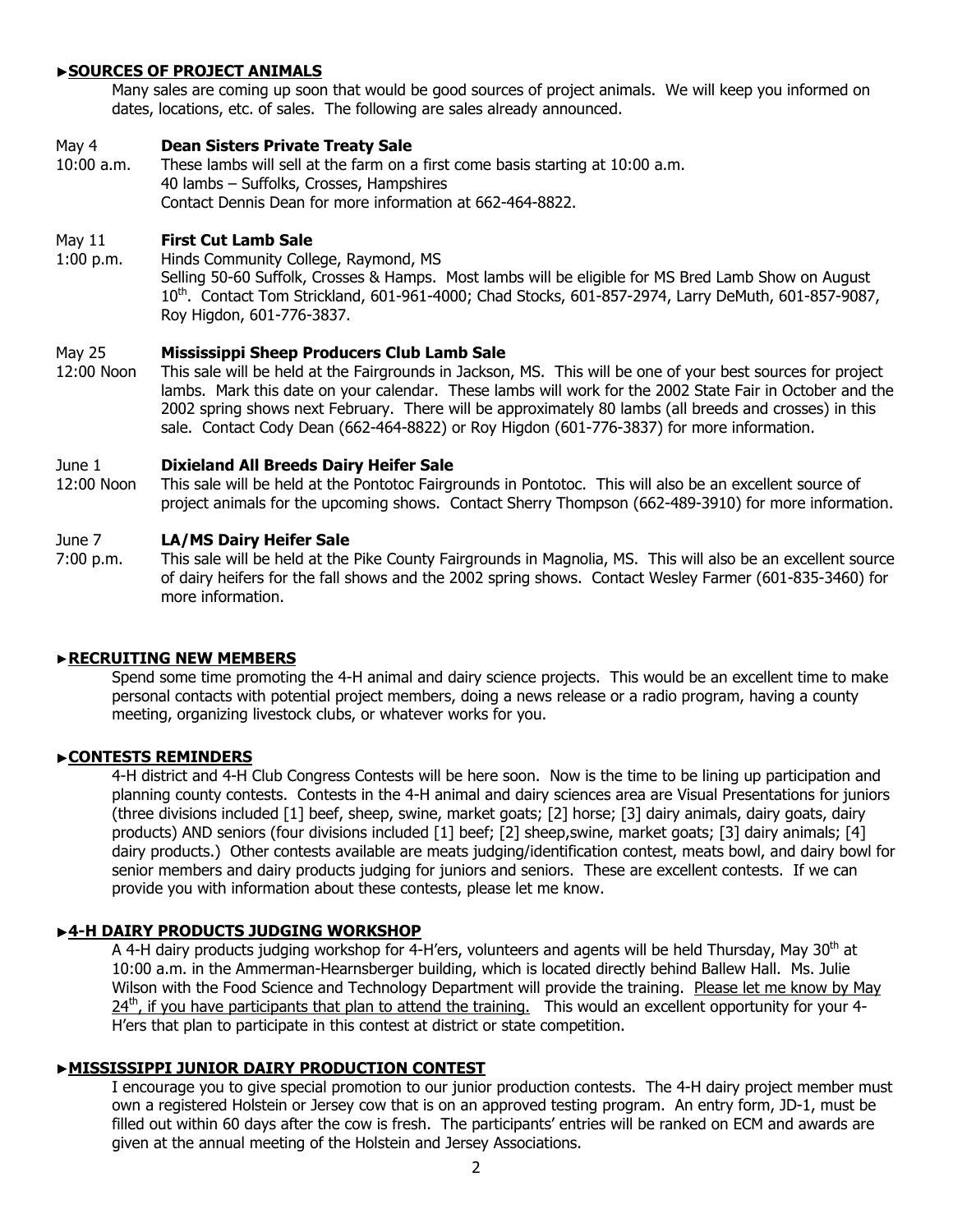## ►SOURCES OF PROJECT ANIMALS

Many sales are coming up soon that would be good sources of project animals. We will keep you informed on dates, locations, etc. of sales. The following are sales already announced.

May 4 **Dean Sisters Private Treaty Sale**
10:00 a.m. These lambs will sell at the farm on a first come basis starting at 10:00 a.m.
40 lambs – Suffolks, Crosses, Hampshires
Contact Dennis Dean for more information at 662-464-8822.

May 11 **First Cut Lamb Sale**
1:00 p.m. Hinds Community College, Raymond, MS
Selling 50-60 Suffolk, Crosses & Hamps. Most lambs will be eligible for MS Bred Lamb Show on August 10th. Contact Tom Strickland, 601-961-4000; Chad Stocks, 601-857-2974, Larry DeMuth, 601-857-9087, Roy Higdon, 601-776-3837.

May 25 **Mississippi Sheep Producers Club Lamb Sale**
12:00 Noon This sale will be held at the Fairgrounds in Jackson, MS. This will be one of your best sources for project lambs. Mark this date on your calendar. These lambs will work for the 2002 State Fair in October and the 2002 spring shows next February. There will be approximately 80 lambs (all breeds and crosses) in this sale. Contact Cody Dean (662-464-8822) or Roy Higdon (601-776-3837) for more information.

June 1 **Dixieland All Breeds Dairy Heifer Sale**
12:00 Noon This sale will be held at the Pontotoc Fairgrounds in Pontotoc. This will also be an excellent source of project animals for the upcoming shows. Contact Sherry Thompson (662-489-3910) for more information.

June 7 **LA/MS Dairy Heifer Sale**
7:00 p.m. This sale will be held at the Pike County Fairgrounds in Magnolia, MS. This will also be an excellent source of dairy heifers for the fall shows and the 2002 spring shows. Contact Wesley Farmer (601-835-3460) for more information.

## ►RECRUITING NEW MEMBERS

Spend some time promoting the 4-H animal and dairy science projects. This would be an excellent time to make personal contacts with potential project members, doing a news release or a radio program, having a county meeting, organizing livestock clubs, or whatever works for you.

## ►CONTESTS REMINDERS

4-H district and 4-H Club Congress Contests will be here soon. Now is the time to be lining up participation and planning county contests. Contests in the 4-H animal and dairy sciences area are Visual Presentations for juniors (three divisions included [1] beef, sheep, swine, market goats; [2] horse; [3] dairy animals, dairy goats, dairy products) AND seniors (four divisions included [1] beef; [2] sheep,swine, market goats; [3] dairy animals; [4] dairy products.) Other contests available are meats judging/identification contest, meats bowl, and dairy bowl for senior members and dairy products judging for juniors and seniors. These are excellent contests. If we can provide you with information about these contests, please let me know.

## ►4-H DAIRY PRODUCTS JUDGING WORKSHOP

A 4-H dairy products judging workshop for 4-H'ers, volunteers and agents will be held Thursday, May 30th at 10:00 a.m. in the Ammerman-Hearnsberger building, which is located directly behind Ballew Hall. Ms. Julie Wilson with the Food Science and Technology Department will provide the training. Please let me know by May 24th, if you have participants that plan to attend the training. This would an excellent opportunity for your 4-H'ers that plan to participate in this contest at district or state competition.

## ►MISSISSIPPI JUNIOR DAIRY PRODUCTION CONTEST

I encourage you to give special promotion to our junior production contests. The 4-H dairy project member must own a registered Holstein or Jersey cow that is on an approved testing program. An entry form, JD-1, must be filled out within 60 days after the cow is fresh. The participants' entries will be ranked on ECM and awards are given at the annual meeting of the Holstein and Jersey Associations.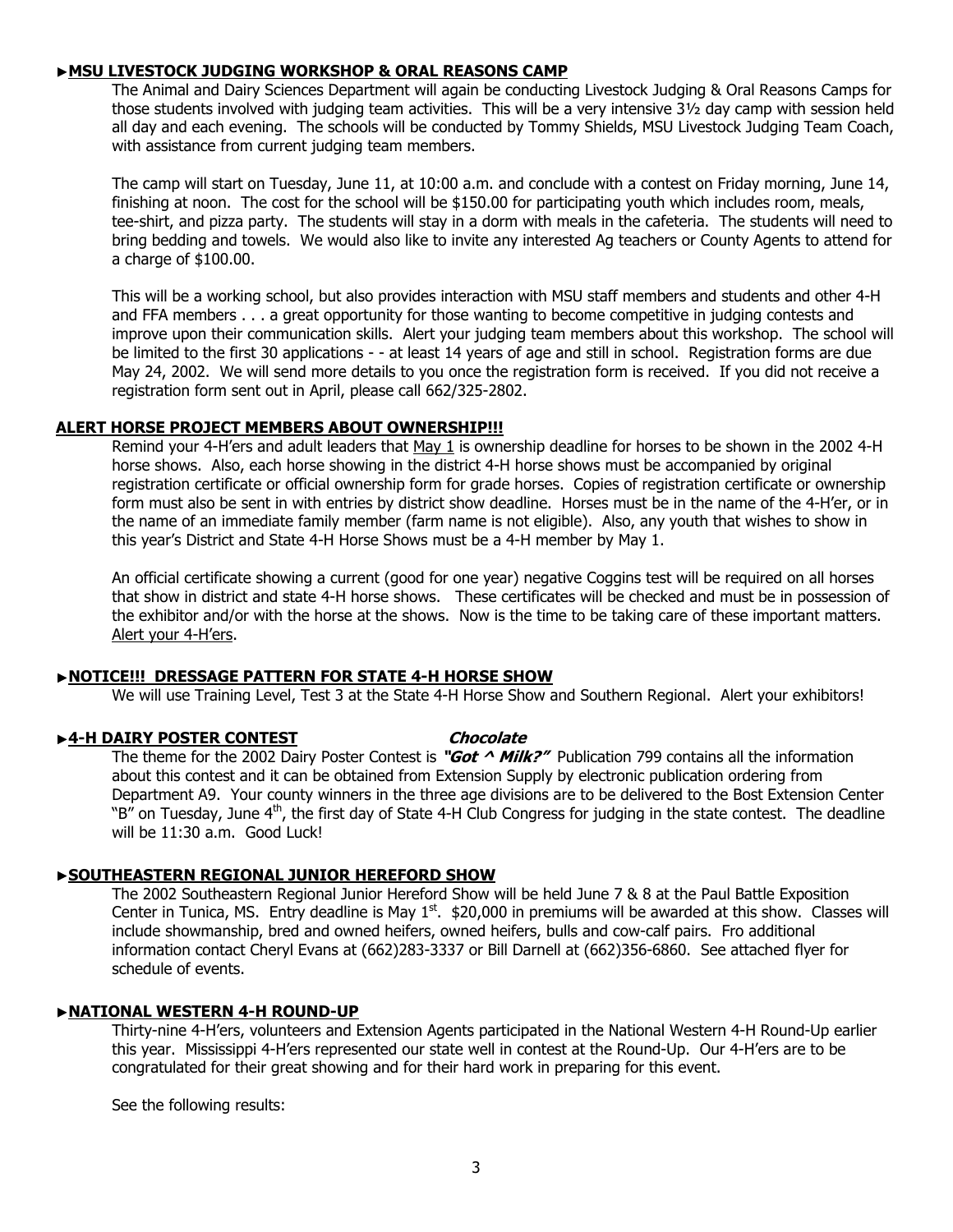### ►MSU LIVESTOCK JUDGING WORKSHOP & ORAL REASONS CAMP

The Animal and Dairy Sciences Department will again be conducting Livestock Judging & Oral Reasons Camps for those students involved with judging team activities. This will be a very intensive 3½ day camp with session held all day and each evening. The schools will be conducted by Tommy Shields, MSU Livestock Judging Team Coach, with assistance from current judging team members.

The camp will start on Tuesday, June 11, at 10:00 a.m. and conclude with a contest on Friday morning, June 14, finishing at noon. The cost for the school will be $150.00 for participating youth which includes room, meals, tee-shirt, and pizza party. The students will stay in a dorm with meals in the cafeteria. The students will need to bring bedding and towels. We would also like to invite any interested Ag teachers or County Agents to attend for a charge of $100.00.

This will be a working school, but also provides interaction with MSU staff members and students and other 4-H and FFA members . . . a great opportunity for those wanting to become competitive in judging contests and improve upon their communication skills. Alert your judging team members about this workshop. The school will be limited to the first 30 applications - - at least 14 years of age and still in school. Registration forms are due May 24, 2002. We will send more details to you once the registration form is received. If you did not receive a registration form sent out in April, please call 662/325-2802.

### ALERT HORSE PROJECT MEMBERS ABOUT OWNERSHIP!!!

Remind your 4-H'ers and adult leaders that May 1 is ownership deadline for horses to be shown in the 2002 4-H horse shows. Also, each horse showing in the district 4-H horse shows must be accompanied by original registration certificate or official ownership form for grade horses. Copies of registration certificate or ownership form must also be sent in with entries by district show deadline. Horses must be in the name of the 4-H'er, or in the name of an immediate family member (farm name is not eligible). Also, any youth that wishes to show in this year's District and State 4-H Horse Shows must be a 4-H member by May 1.

An official certificate showing a current (good for one year) negative Coggins test will be required on all horses that show in district and state 4-H horse shows. These certificates will be checked and must be in possession of the exhibitor and/or with the horse at the shows. Now is the time to be taking care of these important matters. Alert your 4-H'ers.

### ►NOTICE!!! DRESSAGE PATTERN FOR STATE 4-H HORSE SHOW

We will use Training Level, Test 3 at the State 4-H Horse Show and Southern Regional. Alert your exhibitors!

### ►4-H DAIRY POSTER CONTEST

The theme for the 2002 Dairy Poster Contest is ***"Got ^ Milk?"*** (with ***Chocolate*** inserted above the ^) Publication 799 contains all the information about this contest and it can be obtained from Extension Supply by electronic publication ordering from Department A9. Your county winners in the three age divisions are to be delivered to the Bost Extension Center "B" on Tuesday, June 4th, the first day of State 4-H Club Congress for judging in the state contest. The deadline will be 11:30 a.m. Good Luck!

### ►SOUTHEASTERN REGIONAL JUNIOR HEREFORD SHOW

The 2002 Southeastern Regional Junior Hereford Show will be held June 7 & 8 at the Paul Battle Exposition Center in Tunica, MS. Entry deadline is May 1st. $20,000 in premiums will be awarded at this show. Classes will include showmanship, bred and owned heifers, owned heifers, bulls and cow-calf pairs. Fro additional information contact Cheryl Evans at (662)283-3337 or Bill Darnell at (662)356-6860. See attached flyer for schedule of events.

### ►NATIONAL WESTERN 4-H ROUND-UP

Thirty-nine 4-H'ers, volunteers and Extension Agents participated in the National Western 4-H Round-Up earlier this year. Mississippi 4-H'ers represented our state well in contest at the Round-Up. Our 4-H'ers are to be congratulated for their great showing and for their hard work in preparing for this event.

See the following results: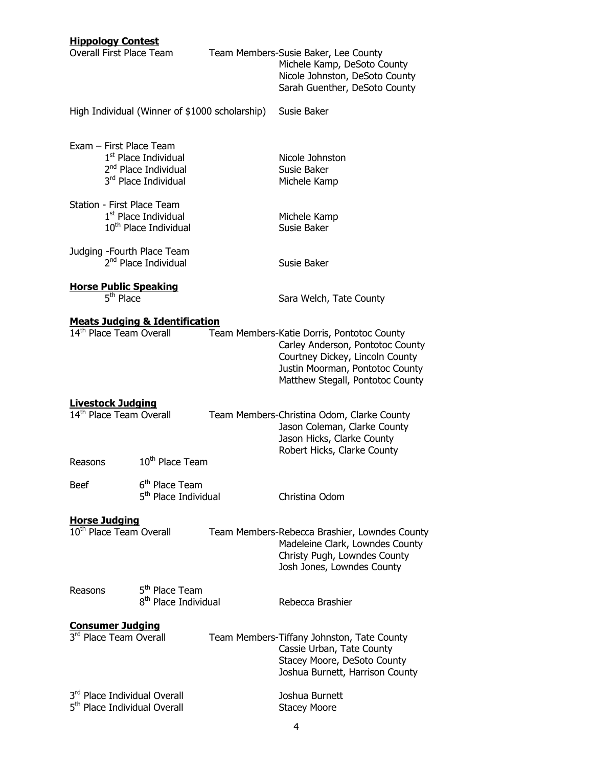**Hippology Contest**

Overall First Place Team — Team Members-Susie Baker, Lee County
Michele Kamp, DeSoto County
Nicole Johnston, DeSoto County
Sarah Guenther, DeSoto County

High Individual (Winner of $1000 scholarship) — Susie Baker

Exam – First Place Team

- 1st Place Individual — Nicole Johnston
- 2nd Place Individual — Susie Baker
- 3rd Place Individual — Michele Kamp

Station - First Place Team

- 1st Place Individual — Michele Kamp
- 10th Place Individual — Susie Baker

Judging -Fourth Place Team

- 2nd Place Individual — Susie Baker

**Horse Public Speaking**

5th Place — Sara Welch, Tate County

**Meats Judging & Identification**

14th Place Team Overall — Team Members-Katie Dorris, Pontotoc County
Carley Anderson, Pontotoc County
Courtney Dickey, Lincoln County
Justin Moorman, Pontotoc County
Matthew Stegall, Pontotoc County

**Livestock Judging**

14th Place Team Overall — Team Members-Christina Odom, Clarke County
Jason Coleman, Clarke County
Jason Hicks, Clarke County
Robert Hicks, Clarke County

Reasons — 10th Place Team

Beef — 6th Place Team
5th Place Individual — Christina Odom

**Horse Judging**

10th Place Team Overall — Team Members-Rebecca Brashier, Lowndes County
Madeleine Clark, Lowndes County
Christy Pugh, Lowndes County
Josh Jones, Lowndes County

Reasons — 5th Place Team
8th Place Individual — Rebecca Brashier

**Consumer Judging**

3rd Place Team Overall — Team Members-Tiffany Johnston, Tate County
Cassie Urban, Tate County
Stacey Moore, DeSoto County
Joshua Burnett, Harrison County

3rd Place Individual Overall — Joshua Burnett
5th Place Individual Overall — Stacey Moore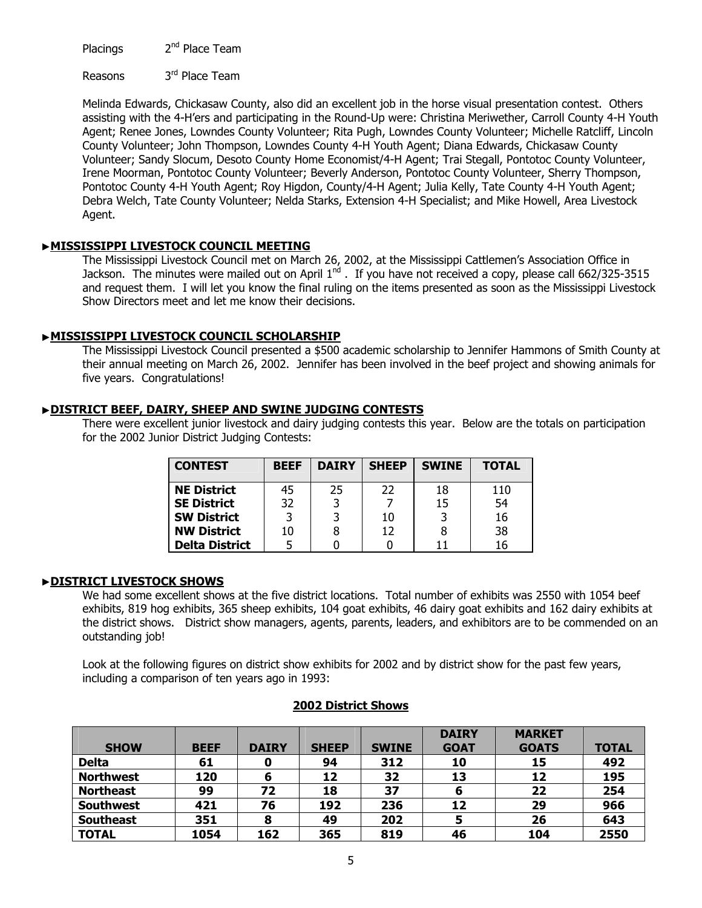Placings 2nd Place Team

Reasons 3rd Place Team

Melinda Edwards, Chickasaw County, also did an excellent job in the horse visual presentation contest. Others assisting with the 4-H'ers and participating in the Round-Up were: Christina Meriwether, Carroll County 4-H Youth Agent; Renee Jones, Lowndes County Volunteer; Rita Pugh, Lowndes County Volunteer; Michelle Ratcliff, Lincoln County Volunteer; John Thompson, Lowndes County 4-H Youth Agent; Diana Edwards, Chickasaw County Volunteer; Sandy Slocum, Desoto County Home Economist/4-H Agent; Trai Stegall, Pontotoc County Volunteer, Irene Moorman, Pontotoc County Volunteer; Beverly Anderson, Pontotoc County Volunteer, Sherry Thompson, Pontotoc County 4-H Youth Agent; Roy Higdon, County/4-H Agent; Julia Kelly, Tate County 4-H Youth Agent; Debra Welch, Tate County Volunteer; Nelda Starks, Extension 4-H Specialist; and Mike Howell, Area Livestock Agent.

### ►MISSISSIPPI LIVESTOCK COUNCIL MEETING

The Mississippi Livestock Council met on March 26, 2002, at the Mississippi Cattlemen's Association Office in Jackson. The minutes were mailed out on April 1st . If you have not received a copy, please call 662/325-3515 and request them. I will let you know the final ruling on the items presented as soon as the Mississippi Livestock Show Directors meet and let me know their decisions.

### ►MISSISSIPPI LIVESTOCK COUNCIL SCHOLARSHIP

The Mississippi Livestock Council presented a $500 academic scholarship to Jennifer Hammons of Smith County at their annual meeting on March 26, 2002. Jennifer has been involved in the beef project and showing animals for five years. Congratulations!

### ►DISTRICT BEEF, DAIRY, SHEEP AND SWINE JUDGING CONTESTS

There were excellent junior livestock and dairy judging contests this year. Below are the totals on participation for the 2002 Junior District Judging Contests:

| CONTEST | BEEF | DAIRY | SHEEP | SWINE | TOTAL |
|---|---|---|---|---|---|
| NE District | 45 | 25 | 22 | 18 | 110 |
| SE District | 32 | 3 | 7 | 15 | 54 |
| SW District | 3 | 3 | 10 | 3 | 16 |
| NW District | 10 | 8 | 12 | 8 | 38 |
| Delta District | 5 | 0 | 0 | 11 | 16 |

### ►DISTRICT LIVESTOCK SHOWS

We had some excellent shows at the five district locations. Total number of exhibits was 2550 with 1054 beef exhibits, 819 hog exhibits, 365 sheep exhibits, 104 goat exhibits, 46 dairy goat exhibits and 162 dairy exhibits at the district shows. District show managers, agents, parents, leaders, and exhibitors are to be commended on an outstanding job!

Look at the following figures on district show exhibits for 2002 and by district show for the past few years, including a comparison of ten years ago in 1993:

**2002 District Shows**

| SHOW | BEEF | DAIRY | SHEEP | SWINE | DAIRY GOAT | MARKET GOATS | TOTAL |
|---|---|---|---|---|---|---|---|
| Delta | 61 | 0 | 94 | 312 | 10 | 15 | 492 |
| Northwest | 120 | 6 | 12 | 32 | 13 | 12 | 195 |
| Northeast | 99 | 72 | 18 | 37 | 6 | 22 | 254 |
| Southwest | 421 | 76 | 192 | 236 | 12 | 29 | 966 |
| Southeast | 351 | 8 | 49 | 202 | 5 | 26 | 643 |
| TOTAL | 1054 | 162 | 365 | 819 | 46 | 104 | 2550 |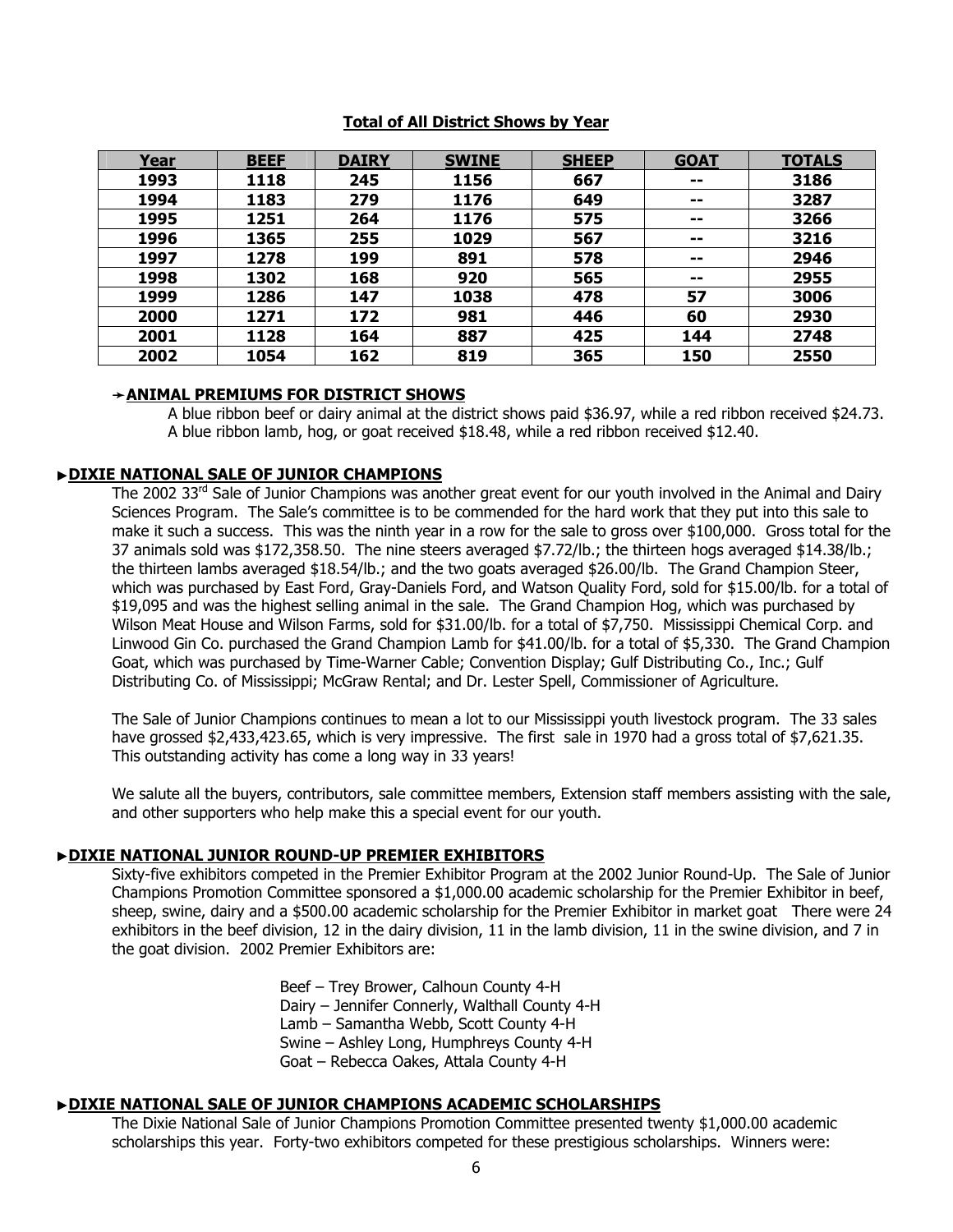**Total of All District Shows by Year**

| Year | BEEF | DAIRY | SWINE | SHEEP | GOAT | TOTALS |
|---|---|---|---|---|---|---|
| 1993 | 1118 | 245 | 1156 | 667 | -- | 3186 |
| 1994 | 1183 | 279 | 1176 | 649 | -- | 3287 |
| 1995 | 1251 | 264 | 1176 | 575 | -- | 3266 |
| 1996 | 1365 | 255 | 1029 | 567 | -- | 3216 |
| 1997 | 1278 | 199 | 891 | 578 | -- | 2946 |
| 1998 | 1302 | 168 | 920 | 565 | -- | 2955 |
| 1999 | 1286 | 147 | 1038 | 478 | 57 | 3006 |
| 2000 | 1271 | 172 | 981 | 446 | 60 | 2930 |
| 2001 | 1128 | 164 | 887 | 425 | 144 | 2748 |
| 2002 | 1054 | 162 | 819 | 365 | 150 | 2550 |

### ➔ ANIMAL PREMIUMS FOR DISTRICT SHOWS

A blue ribbon beef or dairy animal at the district shows paid $36.97, while a red ribbon received $24.73. A blue ribbon lamb, hog, or goat received $18.48, while a red ribbon received $12.40.

## ▸DIXIE NATIONAL SALE OF JUNIOR CHAMPIONS

The 2002 33rd Sale of Junior Champions was another great event for our youth involved in the Animal and Dairy Sciences Program. The Sale's committee is to be commended for the hard work that they put into this sale to make it such a success. This was the ninth year in a row for the sale to gross over $100,000. Gross total for the 37 animals sold was $172,358.50. The nine steers averaged $7.72/lb.; the thirteen hogs averaged $14.38/lb.; the thirteen lambs averaged $18.54/lb.; and the two goats averaged $26.00/lb. The Grand Champion Steer, which was purchased by East Ford, Gray-Daniels Ford, and Watson Quality Ford, sold for $15.00/lb. for a total of $19,095 and was the highest selling animal in the sale. The Grand Champion Hog, which was purchased by Wilson Meat House and Wilson Farms, sold for $31.00/lb. for a total of $7,750. Mississippi Chemical Corp. and Linwood Gin Co. purchased the Grand Champion Lamb for $41.00/lb. for a total of $5,330. The Grand Champion Goat, which was purchased by Time-Warner Cable; Convention Display; Gulf Distributing Co., Inc.; Gulf Distributing Co. of Mississippi; McGraw Rental; and Dr. Lester Spell, Commissioner of Agriculture.

The Sale of Junior Champions continues to mean a lot to our Mississippi youth livestock program. The 33 sales have grossed $2,433,423.65, which is very impressive. The first sale in 1970 had a gross total of $7,621.35. This outstanding activity has come a long way in 33 years!

We salute all the buyers, contributors, sale committee members, Extension staff members assisting with the sale, and other supporters who help make this a special event for our youth.

## ▸DIXIE NATIONAL JUNIOR ROUND-UP PREMIER EXHIBITORS

Sixty-five exhibitors competed in the Premier Exhibitor Program at the 2002 Junior Round-Up. The Sale of Junior Champions Promotion Committee sponsored a $1,000.00 academic scholarship for the Premier Exhibitor in beef, sheep, swine, dairy and a $500.00 academic scholarship for the Premier Exhibitor in market goat There were 24 exhibitors in the beef division, 12 in the dairy division, 11 in the lamb division, 11 in the swine division, and 7 in the goat division. 2002 Premier Exhibitors are:

Beef – Trey Brower, Calhoun County 4-H
Dairy – Jennifer Connerly, Walthall County 4-H
Lamb – Samantha Webb, Scott County 4-H
Swine – Ashley Long, Humphreys County 4-H
Goat – Rebecca Oakes, Attala County 4-H

## ▸DIXIE NATIONAL SALE OF JUNIOR CHAMPIONS ACADEMIC SCHOLARSHIPS

The Dixie National Sale of Junior Champions Promotion Committee presented twenty $1,000.00 academic scholarships this year. Forty-two exhibitors competed for these prestigious scholarships. Winners were: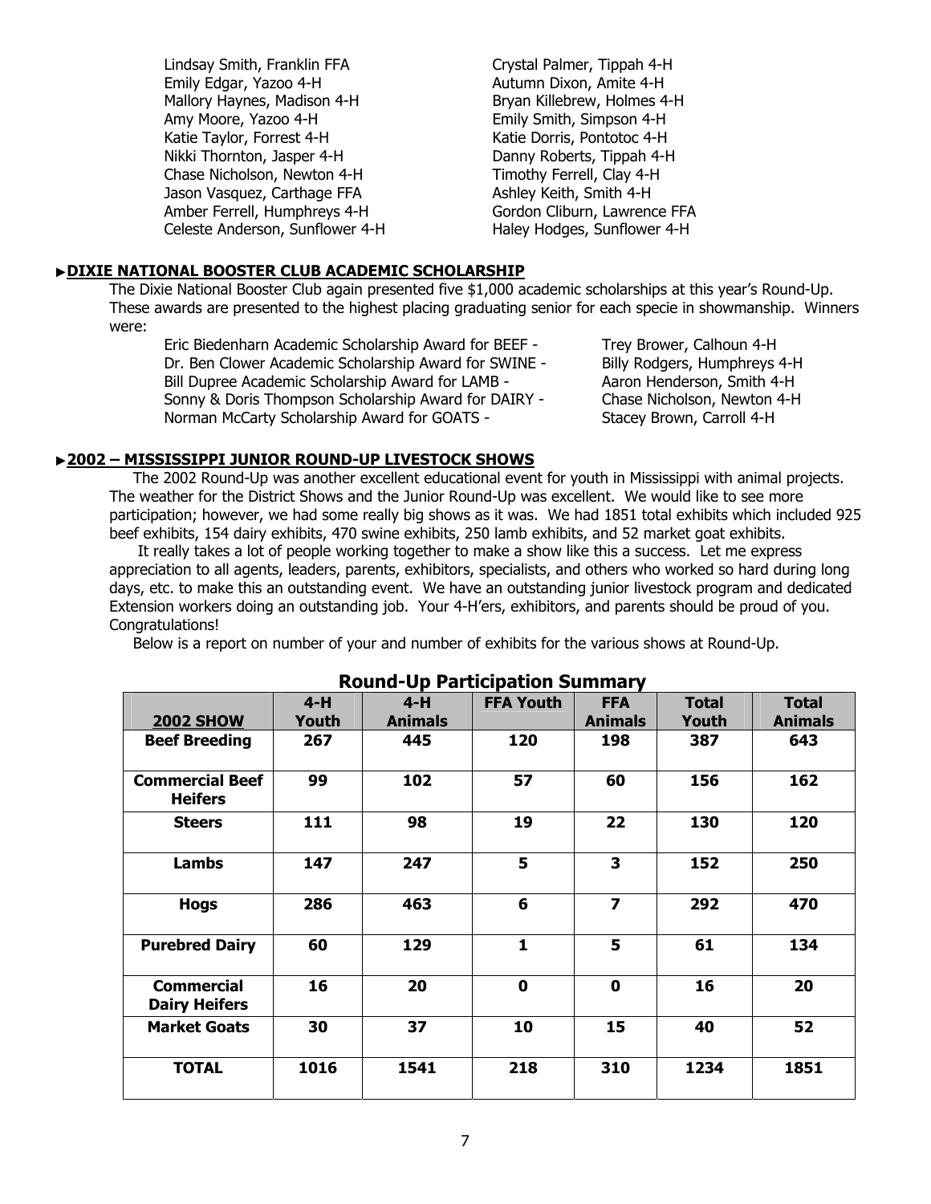Lindsay Smith, Franklin FFA
Emily Edgar, Yazoo 4-H
Mallory Haynes, Madison 4-H
Amy Moore, Yazoo 4-H
Katie Taylor, Forrest 4-H
Nikki Thornton, Jasper 4-H
Chase Nicholson, Newton 4-H
Jason Vasquez, Carthage FFA
Amber Ferrell, Humphreys 4-H
Celeste Anderson, Sunflower 4-H
Crystal Palmer, Tippah 4-H
Autumn Dixon, Amite 4-H
Bryan Killebrew, Holmes 4-H
Emily Smith, Simpson 4-H
Katie Dorris, Pontotoc 4-H
Danny Roberts, Tippah 4-H
Timothy Ferrell, Clay 4-H
Ashley Keith, Smith 4-H
Gordon Cliburn, Lawrence FFA
Haley Hodges, Sunflower 4-H

## ►DIXIE NATIONAL BOOSTER CLUB ACADEMIC SCHOLARSHIP

The Dixie National Booster Club again presented five $1,000 academic scholarships at this year's Round-Up. These awards are presented to the highest placing graduating senior for each specie in showmanship. Winners were:

- Eric Biedenharn Academic Scholarship Award for BEEF - Trey Brower, Calhoun 4-H
- Dr. Ben Clower Academic Scholarship Award for SWINE - Billy Rodgers, Humphreys 4-H
- Bill Dupree Academic Scholarship Award for LAMB - Aaron Henderson, Smith 4-H
- Sonny & Doris Thompson Scholarship Award for DAIRY - Chase Nicholson, Newton 4-H
- Norman McCarty Scholarship Award for GOATS - Stacey Brown, Carroll 4-H

## ►2002 – MISSISSIPPI JUNIOR ROUND-UP LIVESTOCK SHOWS

The 2002 Round-Up was another excellent educational event for youth in Mississippi with animal projects. The weather for the District Shows and the Junior Round-Up was excellent. We would like to see more participation; however, we had some really big shows as it was. We had 1851 total exhibits which included 925 beef exhibits, 154 dairy exhibits, 470 swine exhibits, 250 lamb exhibits, and 52 market goat exhibits.

It really takes a lot of people working together to make a show like this a success. Let me express appreciation to all agents, leaders, parents, exhibitors, specialists, and others who worked so hard during long days, etc. to make this an outstanding event. We have an outstanding junior livestock program and dedicated Extension workers doing an outstanding job. Your 4-H'ers, exhibitors, and parents should be proud of you. Congratulations!

Below is a report on number of your and number of exhibits for the various shows at Round-Up.

### Round-Up Participation Summary

| 2002 SHOW | 4-H Youth | 4-H Animals | FFA Youth | FFA Animals | Total Youth | Total Animals |
|---|---|---|---|---|---|---|
| Beef Breeding | 267 | 445 | 120 | 198 | 387 | 643 |
| Commercial Beef Heifers | 99 | 102 | 57 | 60 | 156 | 162 |
| Steers | 111 | 98 | 19 | 22 | 130 | 120 |
| Lambs | 147 | 247 | 5 | 3 | 152 | 250 |
| Hogs | 286 | 463 | 6 | 7 | 292 | 470 |
| Purebred Dairy | 60 | 129 | 1 | 5 | 61 | 134 |
| Commercial Dairy Heifers | 16 | 20 | 0 | 0 | 16 | 20 |
| Market Goats | 30 | 37 | 10 | 15 | 40 | 52 |
| TOTAL | 1016 | 1541 | 218 | 310 | 1234 | 1851 |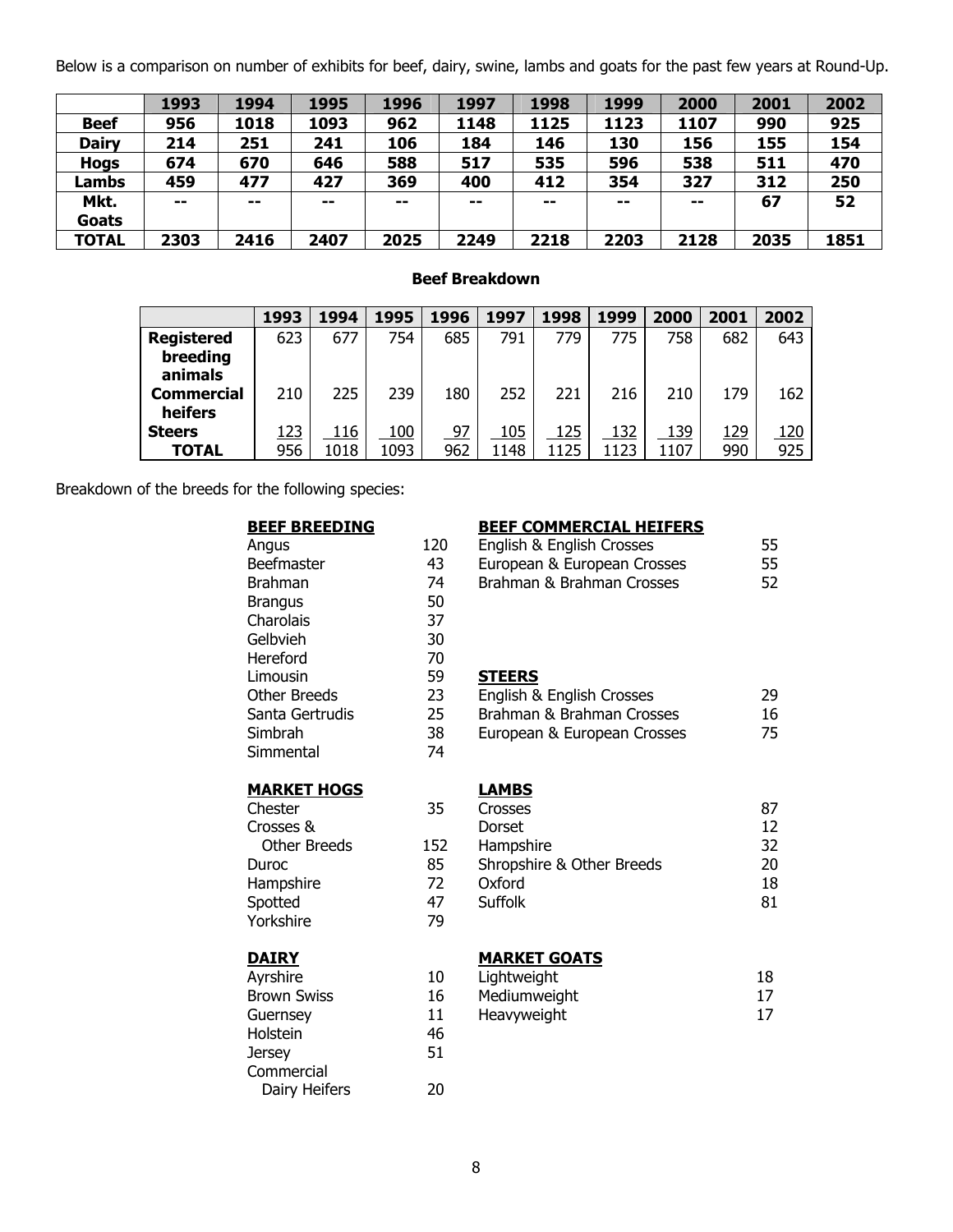Below is a comparison on number of exhibits for beef, dairy, swine, lambs and goats for the past few years at Round-Up.

| | 1993 | 1994 | 1995 | 1996 | 1997 | 1998 | 1999 | 2000 | 2001 | 2002 |
|---|---|---|---|---|---|---|---|---|---|---|
| **Beef** | 956 | 1018 | 1093 | 962 | 1148 | 1125 | 1123 | 1107 | 990 | 925 |
| **Dairy** | 214 | 251 | 241 | 106 | 184 | 146 | 130 | 156 | 155 | 154 |
| **Hogs** | 674 | 670 | 646 | 588 | 517 | 535 | 596 | 538 | 511 | 470 |
| **Lambs** | 459 | 477 | 427 | 369 | 400 | 412 | 354 | 327 | 312 | 250 |
| **Mkt. Goats** | -- | -- | -- | -- | -- | -- | -- | -- | 67 | 52 |
| **TOTAL** | 2303 | 2416 | 2407 | 2025 | 2249 | 2218 | 2203 | 2128 | 2035 | 1851 |

**Beef Breakdown**

| | 1993 | 1994 | 1995 | 1996 | 1997 | 1998 | 1999 | 2000 | 2001 | 2002 |
|---|---|---|---|---|---|---|---|---|---|---|
| **Registered breeding animals** | 623 | 677 | 754 | 685 | 791 | 779 | 775 | 758 | 682 | 643 |
| **Commercial heifers** | 210 | 225 | 239 | 180 | 252 | 221 | 216 | 210 | 179 | 162 |
| **Steers** | 123 | 116 | 100 | 97 | 105 | 125 | 132 | 139 | 129 | 120 |
| **TOTAL** | 956 | 1018 | 1093 | 962 | 1148 | 1125 | 1123 | 1107 | 990 | 925 |

Breakdown of the breeds for the following species:

**BEEF BREEDING**

| Breed | Number |
|---|---|
| Angus | 120 |
| Beefmaster | 43 |
| Brahman | 74 |
| Brangus | 50 |
| Charolais | 37 |
| Gelbvieh | 30 |
| Hereford | 70 |
| Limousin | 59 |
| Other Breeds | 23 |
| Santa Gertrudis | 25 |
| Simbrah | 38 |
| Simmental | 74 |

**BEEF COMMERCIAL HEIFERS**

| Breed | Number |
|---|---|
| English & English Crosses | 55 |
| European & European Crosses | 55 |
| Brahman & Brahman Crosses | 52 |

**STEERS**

| Breed | Number |
|---|---|
| English & English Crosses | 29 |
| Brahman & Brahman Crosses | 16 |
| European & European Crosses | 75 |

**MARKET HOGS**

| Breed | Number |
|---|---|
| Chester | 35 |
| Crosses & Other Breeds | 152 |
| Duroc | 85 |
| Hampshire | 72 |
| Spotted | 47 |
| Yorkshire | 79 |

**LAMBS**

| Breed | Number |
|---|---|
| Crosses | 87 |
| Dorset | 12 |
| Hampshire | 32 |
| Shropshire & Other Breeds | 20 |
| Oxford | 18 |
| Suffolk | 81 |

**DAIRY**

| Breed | Number |
|---|---|
| Ayrshire | 10 |
| Brown Swiss | 16 |
| Guernsey | 11 |
| Holstein | 46 |
| Jersey | 51 |
| Commercial Dairy Heifers | 20 |

**MARKET GOATS**

| Class | Number |
|---|---|
| Lightweight | 18 |
| Mediumweight | 17 |
| Heavyweight | 17 |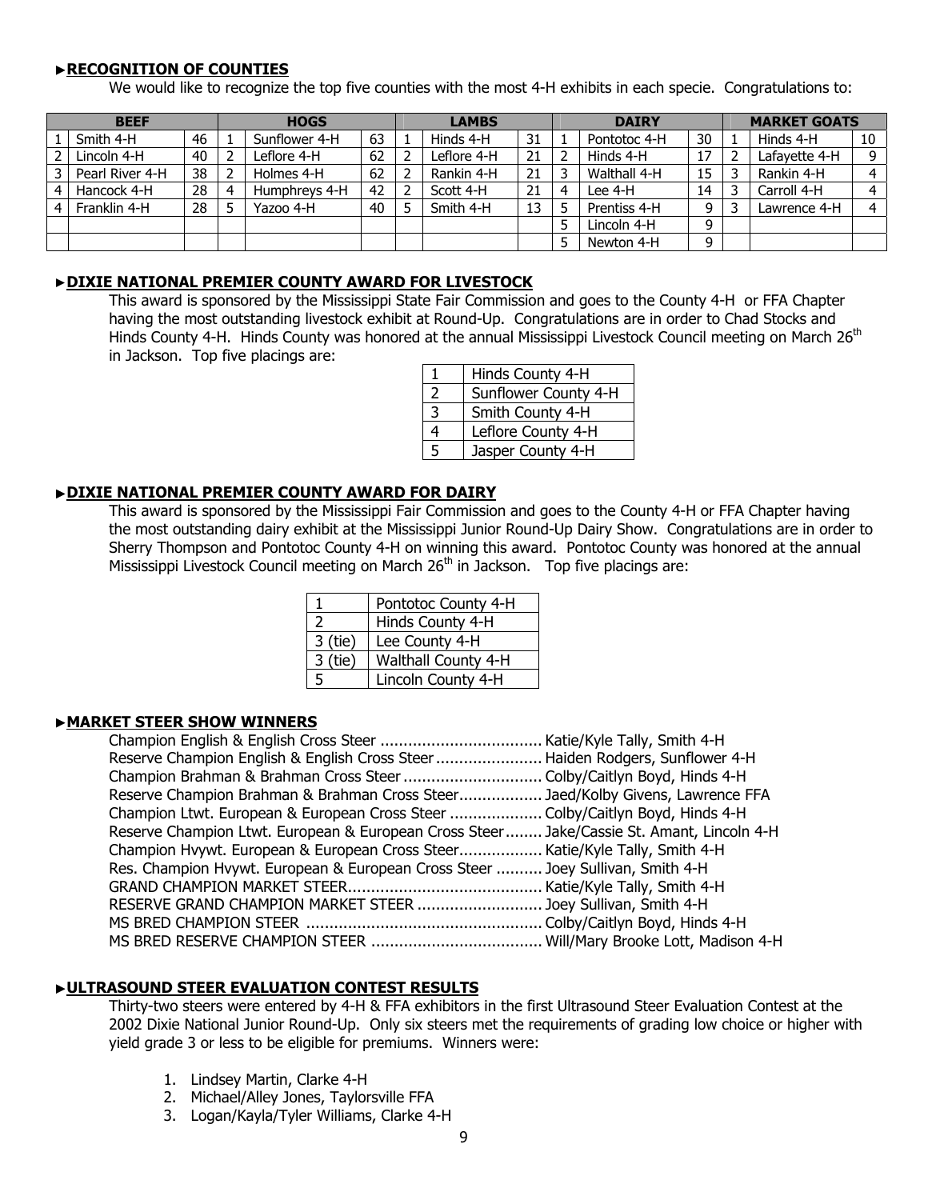## ►RECOGNITION OF COUNTIES

We would like to recognize the top five counties with the most 4-H exhibits in each specie. Congratulations to:

| BEEF | | | HOGS | | | LAMBS | | | DAIRY | | | MARKET GOATS | | |
|---|---|---|---|---|---|---|---|---|---|---|---|---|---|---|
| 1 | Smith 4-H | 46 | 1 | Sunflower 4-H | 63 | 1 | Hinds 4-H | 31 | 1 | Pontotoc 4-H | 30 | 1 | Hinds 4-H | 10 |
| 2 | Lincoln 4-H | 40 | 2 | Leflore 4-H | 62 | 2 | Leflore 4-H | 21 | 2 | Hinds 4-H | 17 | 2 | Lafayette 4-H | 9 |
| 3 | Pearl River 4-H | 38 | 2 | Holmes 4-H | 62 | 2 | Rankin 4-H | 21 | 3 | Walthall 4-H | 15 | 3 | Rankin 4-H | 4 |
| 4 | Hancock 4-H | 28 | 4 | Humphreys 4-H | 42 | 2 | Scott 4-H | 21 | 4 | Lee 4-H | 14 | 3 | Carroll 4-H | 4 |
| 4 | Franklin 4-H | 28 | 5 | Yazoo 4-H | 40 | 5 | Smith 4-H | 13 | 5 | Prentiss 4-H | 9 | 3 | Lawrence 4-H | 4 |
| | | | | | | | | | 5 | Lincoln 4-H | 9 | | | |
| | | | | | | | | | 5 | Newton 4-H | 9 | | | |

## ►DIXIE NATIONAL PREMIER COUNTY AWARD FOR LIVESTOCK

This award is sponsored by the Mississippi State Fair Commission and goes to the County 4-H or FFA Chapter having the most outstanding livestock exhibit at Round-Up. Congratulations are in order to Chad Stocks and Hinds County 4-H. Hinds County was honored at the annual Mississippi Livestock Council meeting on March 26th in Jackson. Top five placings are:

| | |
|---|---|
| 1 | Hinds County 4-H |
| 2 | Sunflower County 4-H |
| 3 | Smith County 4-H |
| 4 | Leflore County 4-H |
| 5 | Jasper County 4-H |

## ►DIXIE NATIONAL PREMIER COUNTY AWARD FOR DAIRY

This award is sponsored by the Mississippi Fair Commission and goes to the County 4-H or FFA Chapter having the most outstanding dairy exhibit at the Mississippi Junior Round-Up Dairy Show. Congratulations are in order to Sherry Thompson and Pontotoc County 4-H on winning this award. Pontotoc County was honored at the annual Mississippi Livestock Council meeting on March 26th in Jackson. Top five placings are:

| | |
|---|---|
| 1 | Pontotoc County 4-H |
| 2 | Hinds County 4-H |
| 3 (tie) | Lee County 4-H |
| 3 (tie) | Walthall County 4-H |
| 5 | Lincoln County 4-H |

## ►MARKET STEER SHOW WINNERS

Champion English & English Cross Steer .................................. Katie/Kyle Tally, Smith 4-H
Reserve Champion English & English Cross Steer ....................... Haiden Rodgers, Sunflower 4-H
Champion Brahman & Brahman Cross Steer .............................. Colby/Caitlyn Boyd, Hinds 4-H
Reserve Champion Brahman & Brahman Cross Steer.................. Jaed/Kolby Givens, Lawrence FFA
Champion Ltwt. European & European Cross Steer .................... Colby/Caitlyn Boyd, Hinds 4-H
Reserve Champion Ltwt. European & European Cross Steer........ Jake/Cassie St. Amant, Lincoln 4-H
Champion Hvywt. European & European Cross Steer.................. Katie/Kyle Tally, Smith 4-H
Res. Champion Hvywt. European & European Cross Steer .......... Joey Sullivan, Smith 4-H
GRAND CHAMPION MARKET STEER.......................................... Katie/Kyle Tally, Smith 4-H
RESERVE GRAND CHAMPION MARKET STEER ........................... Joey Sullivan, Smith 4-H
MS BRED CHAMPION STEER .................................................. Colby/Caitlyn Boyd, Hinds 4-H
MS BRED RESERVE CHAMPION STEER ..................................... Will/Mary Brooke Lott, Madison 4-H

## ►ULTRASOUND STEER EVALUATION CONTEST RESULTS

Thirty-two steers were entered by 4-H & FFA exhibitors in the first Ultrasound Steer Evaluation Contest at the 2002 Dixie National Junior Round-Up. Only six steers met the requirements of grading low choice or higher with yield grade 3 or less to be eligible for premiums. Winners were:

1. Lindsey Martin, Clarke 4-H
2. Michael/Alley Jones, Taylorsville FFA
3. Logan/Kayla/Tyler Williams, Clarke 4-H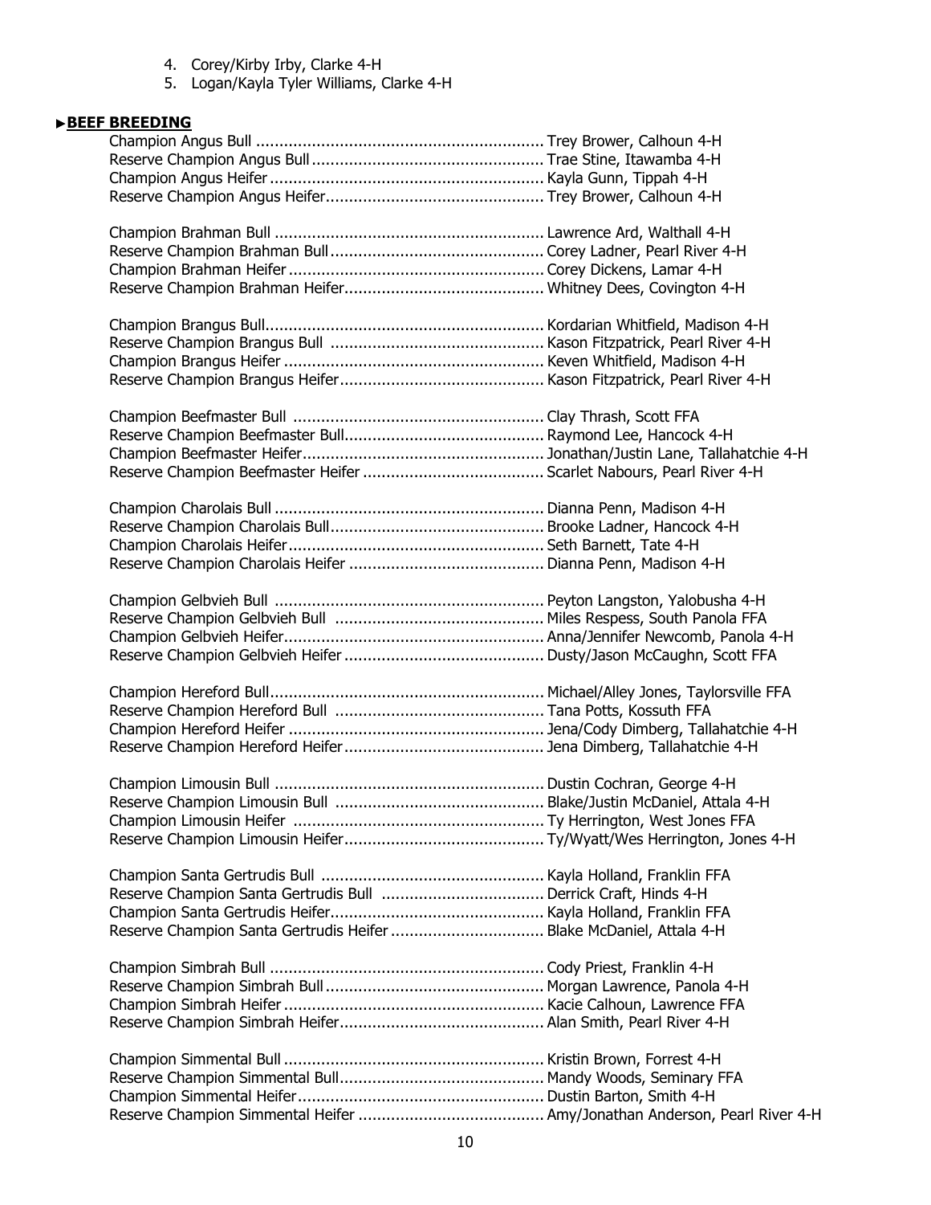4. Corey/Kirby Irby, Clarke 4-H
5. Logan/Kayla Tyler Williams, Clarke 4-H

## ►BEEF BREEDING

Champion Angus Bull .......... Trey Brower, Calhoun 4-H
Reserve Champion Angus Bull .......... Trae Stine, Itawamba 4-H
Champion Angus Heifer .......... Kayla Gunn, Tippah 4-H
Reserve Champion Angus Heifer .......... Trey Brower, Calhoun 4-H

Champion Brahman Bull .......... Lawrence Ard, Walthall 4-H
Reserve Champion Brahman Bull .......... Corey Ladner, Pearl River 4-H
Champion Brahman Heifer .......... Corey Dickens, Lamar 4-H
Reserve Champion Brahman Heifer .......... Whitney Dees, Covington 4-H

Champion Brangus Bull .......... Kordarian Whitfield, Madison 4-H
Reserve Champion Brangus Bull .......... Kason Fitzpatrick, Pearl River 4-H
Champion Brangus Heifer .......... Keven Whitfield, Madison 4-H
Reserve Champion Brangus Heifer .......... Kason Fitzpatrick, Pearl River 4-H

Champion Beefmaster Bull .......... Clay Thrash, Scott FFA
Reserve Champion Beefmaster Bull .......... Raymond Lee, Hancock 4-H
Champion Beefmaster Heifer .......... Jonathan/Justin Lane, Tallahatchie 4-H
Reserve Champion Beefmaster Heifer .......... Scarlet Nabours, Pearl River 4-H

Champion Charolais Bull .......... Dianna Penn, Madison 4-H
Reserve Champion Charolais Bull .......... Brooke Ladner, Hancock 4-H
Champion Charolais Heifer .......... Seth Barnett, Tate 4-H
Reserve Champion Charolais Heifer .......... Dianna Penn, Madison 4-H

Champion Gelbvieh Bull .......... Peyton Langston, Yalobusha 4-H
Reserve Champion Gelbvieh Bull .......... Miles Respess, South Panola FFA
Champion Gelbvieh Heifer .......... Anna/Jennifer Newcomb, Panola 4-H
Reserve Champion Gelbvieh Heifer .......... Dusty/Jason McCaughn, Scott FFA

Champion Hereford Bull .......... Michael/Alley Jones, Taylorsville FFA
Reserve Champion Hereford Bull .......... Tana Potts, Kossuth FFA
Champion Hereford Heifer .......... Jena/Cody Dimberg, Tallahatchie 4-H
Reserve Champion Hereford Heifer .......... Jena Dimberg, Tallahatchie 4-H

Champion Limousin Bull .......... Dustin Cochran, George 4-H
Reserve Champion Limousin Bull .......... Blake/Justin McDaniel, Attala 4-H
Champion Limousin Heifer .......... Ty Herrington, West Jones FFA
Reserve Champion Limousin Heifer .......... Ty/Wyatt/Wes Herrington, Jones 4-H

Champion Santa Gertrudis Bull .......... Kayla Holland, Franklin FFA
Reserve Champion Santa Gertrudis Bull .......... Derrick Craft, Hinds 4-H
Champion Santa Gertrudis Heifer .......... Kayla Holland, Franklin FFA
Reserve Champion Santa Gertrudis Heifer .......... Blake McDaniel, Attala 4-H

Champion Simbrah Bull .......... Cody Priest, Franklin 4-H
Reserve Champion Simbrah Bull .......... Morgan Lawrence, Panola 4-H
Champion Simbrah Heifer .......... Kacie Calhoun, Lawrence FFA
Reserve Champion Simbrah Heifer .......... Alan Smith, Pearl River 4-H

Champion Simmental Bull .......... Kristin Brown, Forrest 4-H
Reserve Champion Simmental Bull .......... Mandy Woods, Seminary FFA
Champion Simmental Heifer .......... Dustin Barton, Smith 4-H
Reserve Champion Simmental Heifer .......... Amy/Jonathan Anderson, Pearl River 4-H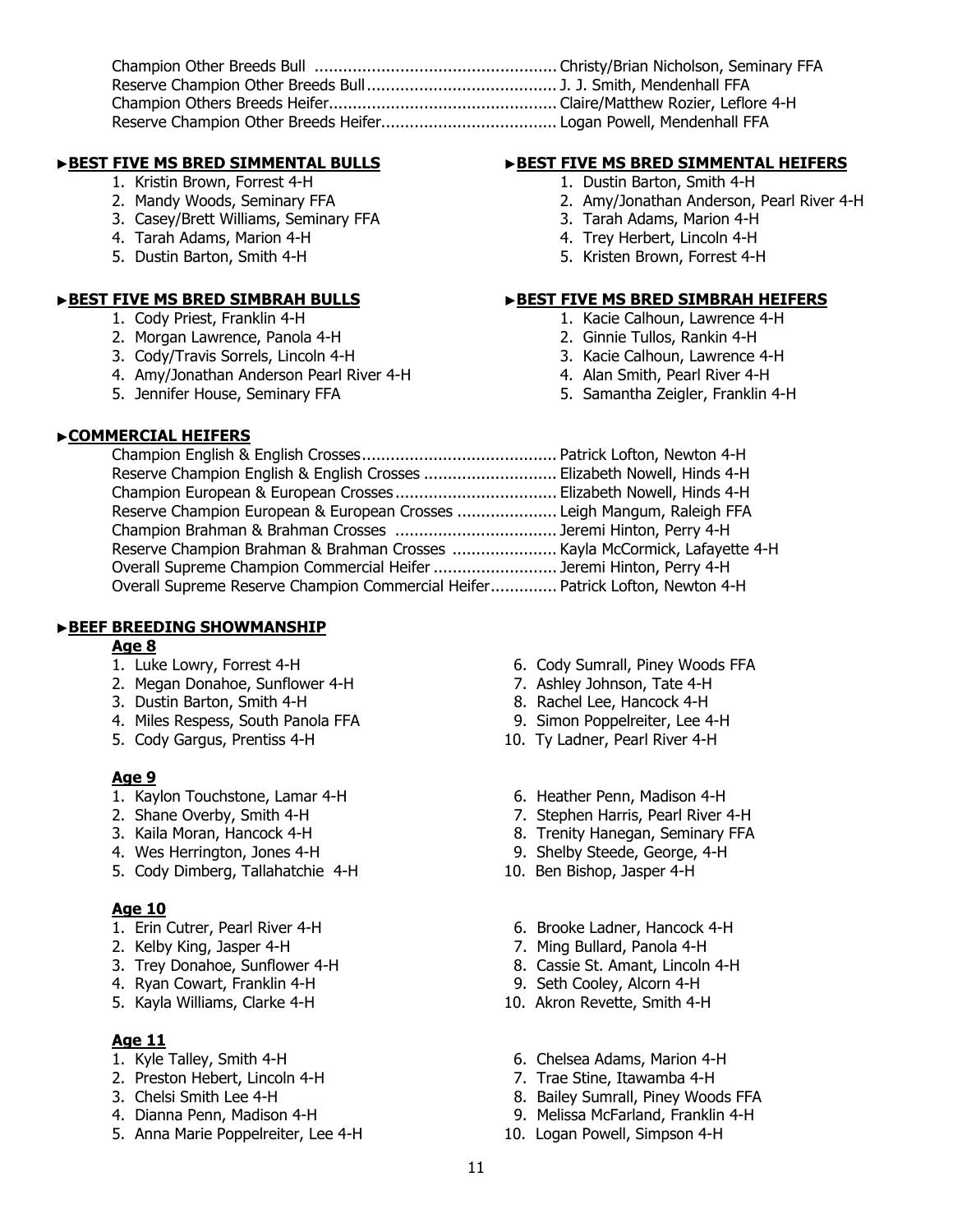Champion Other Breeds Bull .................................................. Christy/Brian Nicholson, Seminary FFA
Reserve Champion Other Breeds Bull ........................................ J. J. Smith, Mendenhall FFA
Champion Others Breeds Heifer................................................ Claire/Matthew Rozier, Leflore 4-H
Reserve Champion Other Breeds Heifer..................................... Logan Powell, Mendenhall FFA

### ►BEST FIVE MS BRED SIMMENTAL BULLS

1. Kristin Brown, Forrest 4-H
2. Mandy Woods, Seminary FFA
3. Casey/Brett Williams, Seminary FFA
4. Tarah Adams, Marion 4-H
5. Dustin Barton, Smith 4-H

### ►BEST FIVE MS BRED SIMMENTAL HEIFERS

1. Dustin Barton, Smith 4-H
2. Amy/Jonathan Anderson, Pearl River 4-H
3. Tarah Adams, Marion 4-H
4. Trey Herbert, Lincoln 4-H
5. Kristen Brown, Forrest 4-H

### ►BEST FIVE MS BRED SIMBRAH BULLS

1. Cody Priest, Franklin 4-H
2. Morgan Lawrence, Panola 4-H
3. Cody/Travis Sorrels, Lincoln 4-H
4. Amy/Jonathan Anderson Pearl River 4-H
5. Jennifer House, Seminary FFA

### ►BEST FIVE MS BRED SIMBRAH HEIFERS

1. Kacie Calhoun, Lawrence 4-H
2. Ginnie Tullos, Rankin 4-H
3. Kacie Calhoun, Lawrence 4-H
4. Alan Smith, Pearl River 4-H
5. Samantha Zeigler, Franklin 4-H

### ►COMMERCIAL HEIFERS

Champion English & English Crosses......................................... Patrick Lofton, Newton 4-H
Reserve Champion English & English Crosses ............................ Elizabeth Nowell, Hinds 4-H
Champion European & European Crosses.................................. Elizabeth Nowell, Hinds 4-H
Reserve Champion European & European Crosses ..................... Leigh Mangum, Raleigh FFA
Champion Brahman & Brahman Crosses .................................. Jeremi Hinton, Perry 4-H
Reserve Champion Brahman & Brahman Crosses ...................... Kayla McCormick, Lafayette 4-H
Overall Supreme Champion Commercial Heifer .......................... Jeremi Hinton, Perry 4-H
Overall Supreme Reserve Champion Commercial Heifer.............. Patrick Lofton, Newton 4-H

### ►BEEF BREEDING SHOWMANSHIP

#### Age 8

1. Luke Lowry, Forrest 4-H
2. Megan Donahoe, Sunflower 4-H
3. Dustin Barton, Smith 4-H
4. Miles Respess, South Panola FFA
5. Cody Gargus, Prentiss 4-H
6. Cody Sumrall, Piney Woods FFA
7. Ashley Johnson, Tate 4-H
8. Rachel Lee, Hancock 4-H
9. Simon Poppelreiter, Lee 4-H
10. Ty Ladner, Pearl River 4-H

#### Age 9

1. Kaylon Touchstone, Lamar 4-H
2. Shane Overby, Smith 4-H
3. Kaila Moran, Hancock 4-H
4. Wes Herrington, Jones 4-H
5. Cody Dimberg, Tallahatchie 4-H
6. Heather Penn, Madison 4-H
7. Stephen Harris, Pearl River 4-H
8. Trenity Hanegan, Seminary FFA
9. Shelby Steede, George, 4-H
10. Ben Bishop, Jasper 4-H

#### Age 10

1. Erin Cutrer, Pearl River 4-H
2. Kelby King, Jasper 4-H
3. Trey Donahoe, Sunflower 4-H
4. Ryan Cowart, Franklin 4-H
5. Kayla Williams, Clarke 4-H
6. Brooke Ladner, Hancock 4-H
7. Ming Bullard, Panola 4-H
8. Cassie St. Amant, Lincoln 4-H
9. Seth Cooley, Alcorn 4-H
10. Akron Revette, Smith 4-H

#### Age 11

1. Kyle Talley, Smith 4-H
2. Preston Hebert, Lincoln 4-H
3. Chelsi Smith Lee 4-H
4. Dianna Penn, Madison 4-H
5. Anna Marie Poppelreiter, Lee 4-H
6. Chelsea Adams, Marion 4-H
7. Trae Stine, Itawamba 4-H
8. Bailey Sumrall, Piney Woods FFA
9. Melissa McFarland, Franklin 4-H
10. Logan Powell, Simpson 4-H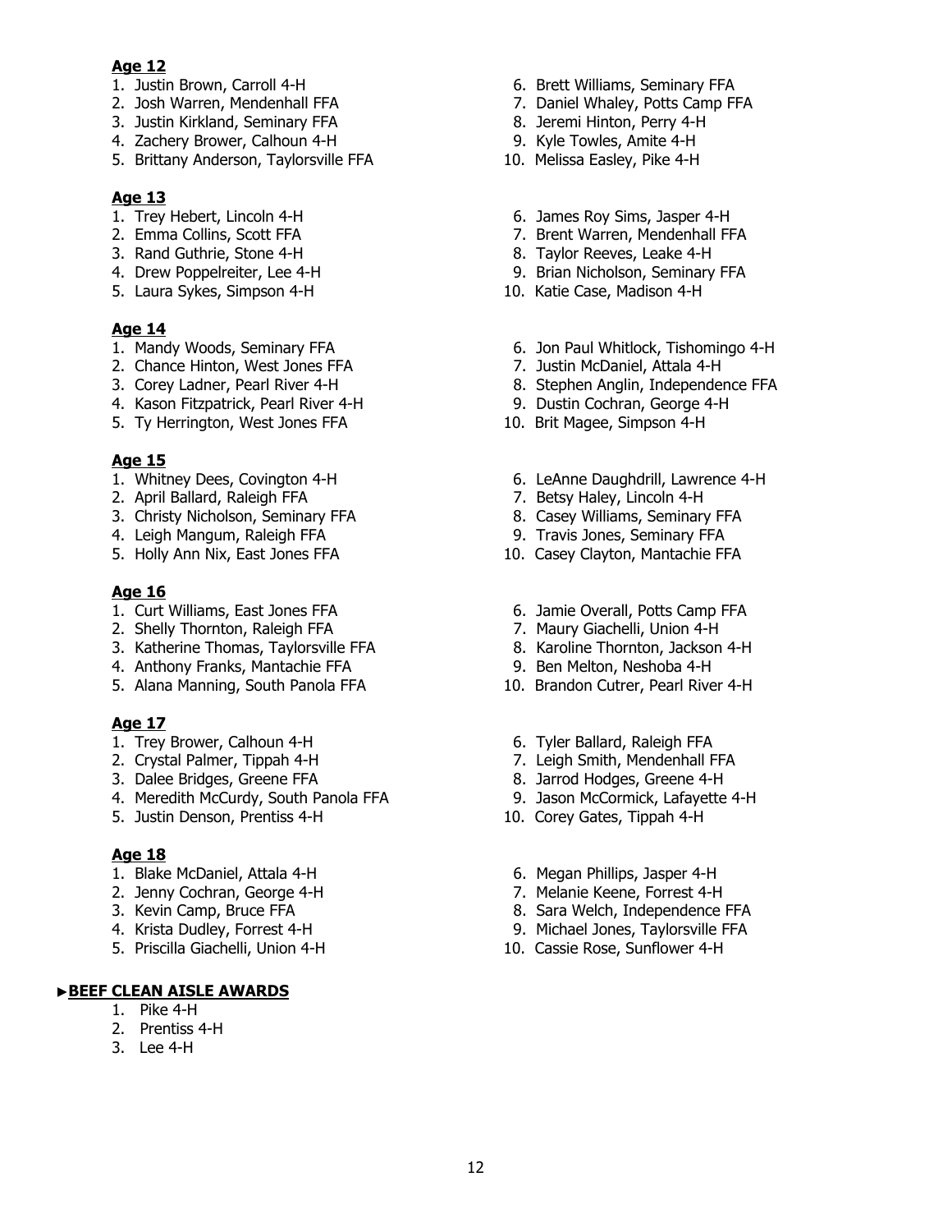**Age 12**

1. Justin Brown, Carroll 4-H
2. Josh Warren, Mendenhall FFA
3. Justin Kirkland, Seminary FFA
4. Zachery Brower, Calhoun 4-H
5. Brittany Anderson, Taylorsville FFA
6. Brett Williams, Seminary FFA
7. Daniel Whaley, Potts Camp FFA
8. Jeremi Hinton, Perry 4-H
9. Kyle Towles, Amite 4-H
10. Melissa Easley, Pike 4-H

**Age 13**

1. Trey Hebert, Lincoln 4-H
2. Emma Collins, Scott FFA
3. Rand Guthrie, Stone 4-H
4. Drew Poppelreiter, Lee 4-H
5. Laura Sykes, Simpson 4-H
6. James Roy Sims, Jasper 4-H
7. Brent Warren, Mendenhall FFA
8. Taylor Reeves, Leake 4-H
9. Brian Nicholson, Seminary FFA
10. Katie Case, Madison 4-H

**Age 14**

1. Mandy Woods, Seminary FFA
2. Chance Hinton, West Jones FFA
3. Corey Ladner, Pearl River 4-H
4. Kason Fitzpatrick, Pearl River 4-H
5. Ty Herrington, West Jones FFA
6. Jon Paul Whitlock, Tishomingo 4-H
7. Justin McDaniel, Attala 4-H
8. Stephen Anglin, Independence FFA
9. Dustin Cochran, George 4-H
10. Brit Magee, Simpson 4-H

**Age 15**

1. Whitney Dees, Covington 4-H
2. April Ballard, Raleigh FFA
3. Christy Nicholson, Seminary FFA
4. Leigh Mangum, Raleigh FFA
5. Holly Ann Nix, East Jones FFA
6. LeAnne Daughdrill, Lawrence 4-H
7. Betsy Haley, Lincoln 4-H
8. Casey Williams, Seminary FFA
9. Travis Jones, Seminary FFA
10. Casey Clayton, Mantachie FFA

**Age 16**

1. Curt Williams, East Jones FFA
2. Shelly Thornton, Raleigh FFA
3. Katherine Thomas, Taylorsville FFA
4. Anthony Franks, Mantachie FFA
5. Alana Manning, South Panola FFA
6. Jamie Overall, Potts Camp FFA
7. Maury Giachelli, Union 4-H
8. Karoline Thornton, Jackson 4-H
9. Ben Melton, Neshoba 4-H
10. Brandon Cutrer, Pearl River 4-H

**Age 17**

1. Trey Brower, Calhoun 4-H
2. Crystal Palmer, Tippah 4-H
3. Dalee Bridges, Greene FFA
4. Meredith McCurdy, South Panola FFA
5. Justin Denson, Prentiss 4-H
6. Tyler Ballard, Raleigh FFA
7. Leigh Smith, Mendenhall FFA
8. Jarrod Hodges, Greene 4-H
9. Jason McCormick, Lafayette 4-H
10. Corey Gates, Tippah 4-H

**Age 18**

1. Blake McDaniel, Attala 4-H
2. Jenny Cochran, George 4-H
3. Kevin Camp, Bruce FFA
4. Krista Dudley, Forrest 4-H
5. Priscilla Giachelli, Union 4-H
6. Megan Phillips, Jasper 4-H
7. Melanie Keene, Forrest 4-H
8. Sara Welch, Independence FFA
9. Michael Jones, Taylorsville FFA
10. Cassie Rose, Sunflower 4-H

**►BEEF CLEAN AISLE AWARDS**

1. Pike 4-H
2. Prentiss 4-H
3. Lee 4-H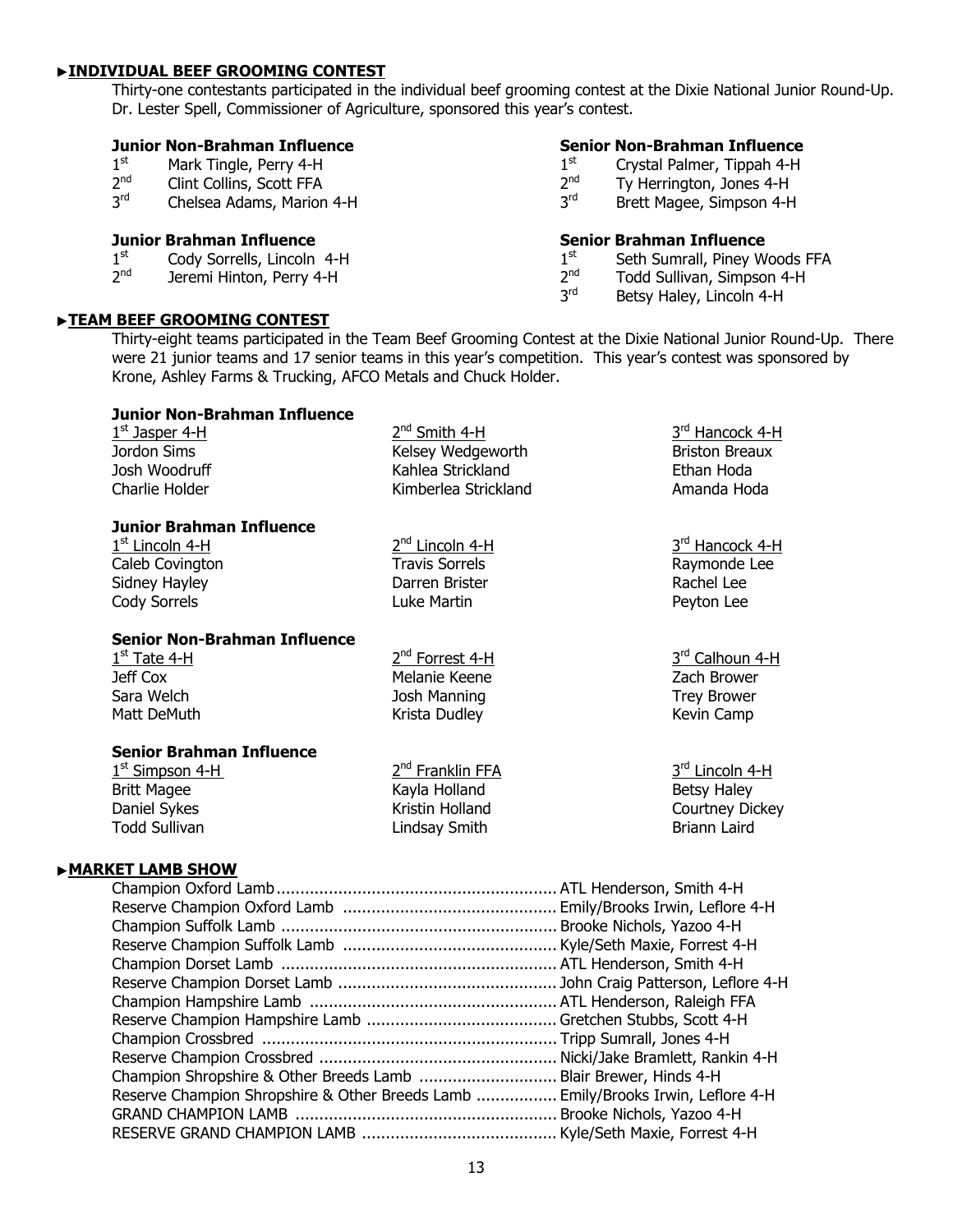## ►INDIVIDUAL BEEF GROOMING CONTEST

Thirty-one contestants participated in the individual beef grooming contest at the Dixie National Junior Round-Up. Dr. Lester Spell, Commissioner of Agriculture, sponsored this year's contest.

**Junior Non-Brahman Influence**

1st Mark Tingle, Perry 4-H
2nd Clint Collins, Scott FFA
3rd Chelsea Adams, Marion 4-H

**Senior Non-Brahman Influence**

1st Crystal Palmer, Tippah 4-H
2nd Ty Herrington, Jones 4-H
3rd Brett Magee, Simpson 4-H

**Junior Brahman Influence**

1st Cody Sorrells, Lincoln 4-H
2nd Jeremi Hinton, Perry 4-H

**Senior Brahman Influence**

1st Seth Sumrall, Piney Woods FFA
2nd Todd Sullivan, Simpson 4-H
3rd Betsy Haley, Lincoln 4-H

## ►TEAM BEEF GROOMING CONTEST

Thirty-eight teams participated in the Team Beef Grooming Contest at the Dixie National Junior Round-Up. There were 21 junior teams and 17 senior teams in this year's competition. This year's contest was sponsored by Krone, Ashley Farms & Trucking, AFCO Metals and Chuck Holder.

**Junior Non-Brahman Influence**

| 1st Jasper 4-H | 2nd Smith 4-H | 3rd Hancock 4-H |
|---|---|---|
| Jordon Sims | Kelsey Wedgeworth | Briston Breaux |
| Josh Woodruff | Kahlea Strickland | Ethan Hoda |
| Charlie Holder | Kimberlea Strickland | Amanda Hoda |

**Junior Brahman Influence**

| 1st Lincoln 4-H | 2nd Lincoln 4-H | 3rd Hancock 4-H |
|---|---|---|
| Caleb Covington | Travis Sorrels | Raymonde Lee |
| Sidney Hayley | Darren Brister | Rachel Lee |
| Cody Sorrels | Luke Martin | Peyton Lee |

**Senior Non-Brahman Influence**

| 1st Tate 4-H | 2nd Forrest 4-H | 3rd Calhoun 4-H |
|---|---|---|
| Jeff Cox | Melanie Keene | Zach Brower |
| Sara Welch | Josh Manning | Trey Brower |
| Matt DeMuth | Krista Dudley | Kevin Camp |

**Senior Brahman Influence**

| 1st Simpson 4-H | 2nd Franklin FFA | 3rd Lincoln 4-H |
|---|---|---|
| Britt Magee | Kayla Holland | Betsy Haley |
| Daniel Sykes | Kristin Holland | Courtney Dickey |
| Todd Sullivan | Lindsay Smith | Briann Laird |

## ►MARKET LAMB SHOW

| Award | Winner |
|---|---|
| Champion Oxford Lamb | ATL Henderson, Smith 4-H |
| Reserve Champion Oxford Lamb | Emily/Brooks Irwin, Leflore 4-H |
| Champion Suffolk Lamb | Brooke Nichols, Yazoo 4-H |
| Reserve Champion Suffolk Lamb | Kyle/Seth Maxie, Forrest 4-H |
| Champion Dorset Lamb | ATL Henderson, Smith 4-H |
| Reserve Champion Dorset Lamb | John Craig Patterson, Leflore 4-H |
| Champion Hampshire Lamb | ATL Henderson, Raleigh FFA |
| Reserve Champion Hampshire Lamb | Gretchen Stubbs, Scott 4-H |
| Champion Crossbred | Tripp Sumrall, Jones 4-H |
| Reserve Champion Crossbred | Nicki/Jake Bramlett, Rankin 4-H |
| Champion Shropshire & Other Breeds Lamb | Blair Brewer, Hinds 4-H |
| Reserve Champion Shropshire & Other Breeds Lamb | Emily/Brooks Irwin, Leflore 4-H |
| GRAND CHAMPION LAMB | Brooke Nichols, Yazoo 4-H |
| RESERVE GRAND CHAMPION LAMB | Kyle/Seth Maxie, Forrest 4-H |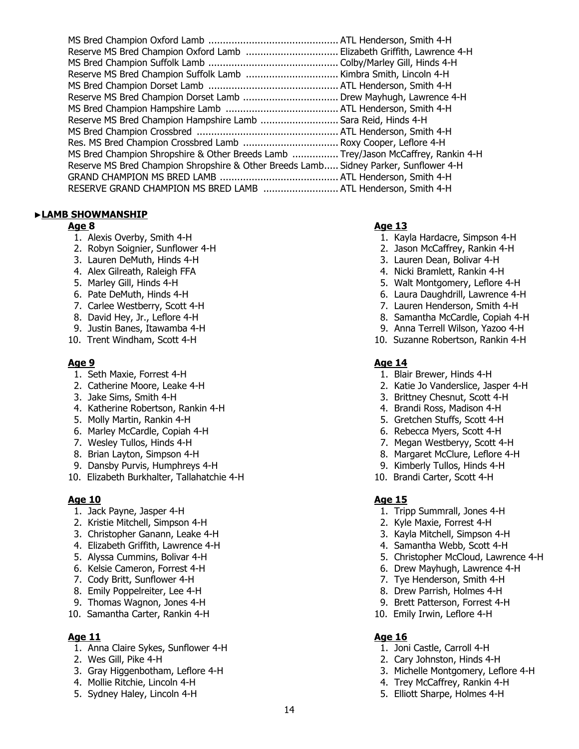MS Bred Champion Oxford Lamb .............................................. ATL Henderson, Smith 4-H
Reserve MS Bred Champion Oxford Lamb ................................ Elizabeth Griffith, Lawrence 4-H
MS Bred Champion Suffolk Lamb .............................................. Colby/Marley Gill, Hinds 4-H
Reserve MS Bred Champion Suffolk Lamb ................................ Kimbra Smith, Lincoln 4-H
MS Bred Champion Dorset Lamb .............................................. ATL Henderson, Smith 4-H
Reserve MS Bred Champion Dorset Lamb ................................ Drew Mayhugh, Lawrence 4-H
MS Bred Champion Hampshire Lamb ....................................... ATL Henderson, Smith 4-H
Reserve MS Bred Champion Hampshire Lamb ........................... Sara Reid, Hinds 4-H
MS Bred Champion Crossbred .................................................. ATL Henderson, Smith 4-H
Res. MS Bred Champion Crossbred Lamb ................................. Roxy Cooper, Leflore 4-H
MS Bred Champion Shropshire & Other Breeds Lamb ................ Trey/Jason McCaffrey, Rankin 4-H
Reserve MS Bred Champion Shropshire & Other Breeds Lamb..... Sidney Parker, Sunflower 4-H
GRAND CHAMPION MS BRED LAMB .......................................... ATL Henderson, Smith 4-H
RESERVE GRAND CHAMPION MS BRED LAMB .......................... ATL Henderson, Smith 4-H

## ►LAMB SHOWMANSHIP

### Age 8

1. Alexis Overby, Smith 4-H
2. Robyn Soignier, Sunflower 4-H
3. Lauren DeMuth, Hinds 4-H
4. Alex Gilreath, Raleigh FFA
5. Marley Gill, Hinds 4-H
6. Pate DeMuth, Hinds 4-H
7. Carlee Westberry, Scott 4-H
8. David Hey, Jr., Leflore 4-H
9. Justin Banes, Itawamba 4-H
10. Trent Windham, Scott 4-H

### Age 9

1. Seth Maxie, Forrest 4-H
2. Catherine Moore, Leake 4-H
3. Jake Sims, Smith 4-H
4. Katherine Robertson, Rankin 4-H
5. Molly Martin, Rankin 4-H
6. Marley McCardle, Copiah 4-H
7. Wesley Tullos, Hinds 4-H
8. Brian Layton, Simpson 4-H
9. Dansby Purvis, Humphreys 4-H
10. Elizabeth Burkhalter, Tallahatchie 4-H

### Age 10

1. Jack Payne, Jasper 4-H
2. Kristie Mitchell, Simpson 4-H
3. Christopher Ganann, Leake 4-H
4. Elizabeth Griffith, Lawrence 4-H
5. Alyssa Cummins, Bolivar 4-H
6. Kelsie Cameron, Forrest 4-H
7. Cody Britt, Sunflower 4-H
8. Emily Poppelreiter, Lee 4-H
9. Thomas Wagnon, Jones 4-H
10. Samantha Carter, Rankin 4-H

### Age 11

1. Anna Claire Sykes, Sunflower 4-H
2. Wes Gill, Pike 4-H
3. Gray Higgenbotham, Leflore 4-H
4. Mollie Ritchie, Lincoln 4-H
5. Sydney Haley, Lincoln 4-H

### Age 13

1. Kayla Hardacre, Simpson 4-H
2. Jason McCaffrey, Rankin 4-H
3. Lauren Dean, Bolivar 4-H
4. Nicki Bramlett, Rankin 4-H
5. Walt Montgomery, Leflore 4-H
6. Laura Daughdrill, Lawrence 4-H
7. Lauren Henderson, Smith 4-H
8. Samantha McCardle, Copiah 4-H
9. Anna Terrell Wilson, Yazoo 4-H
10. Suzanne Robertson, Rankin 4-H

### Age 14

1. Blair Brewer, Hinds 4-H
2. Katie Jo Vanderslice, Jasper 4-H
3. Brittney Chesnut, Scott 4-H
4. Brandi Ross, Madison 4-H
5. Gretchen Stuffs, Scott 4-H
6. Rebecca Myers, Scott 4-H
7. Megan Westberyy, Scott 4-H
8. Margaret McClure, Leflore 4-H
9. Kimberly Tullos, Hinds 4-H
10. Brandi Carter, Scott 4-H

### Age 15

1. Tripp Summrall, Jones 4-H
2. Kyle Maxie, Forrest 4-H
3. Kayla Mitchell, Simpson 4-H
4. Samantha Webb, Scott 4-H
5. Christopher McCloud, Lawrence 4-H
6. Drew Mayhugh, Lawrence 4-H
7. Tye Henderson, Smith 4-H
8. Drew Parrish, Holmes 4-H
9. Brett Patterson, Forrest 4-H
10. Emily Irwin, Leflore 4-H

### Age 16

1. Joni Castle, Carroll 4-H
2. Cary Johnston, Hinds 4-H
3. Michelle Montgomery, Leflore 4-H
4. Trey McCaffrey, Rankin 4-H
5. Elliott Sharpe, Holmes 4-H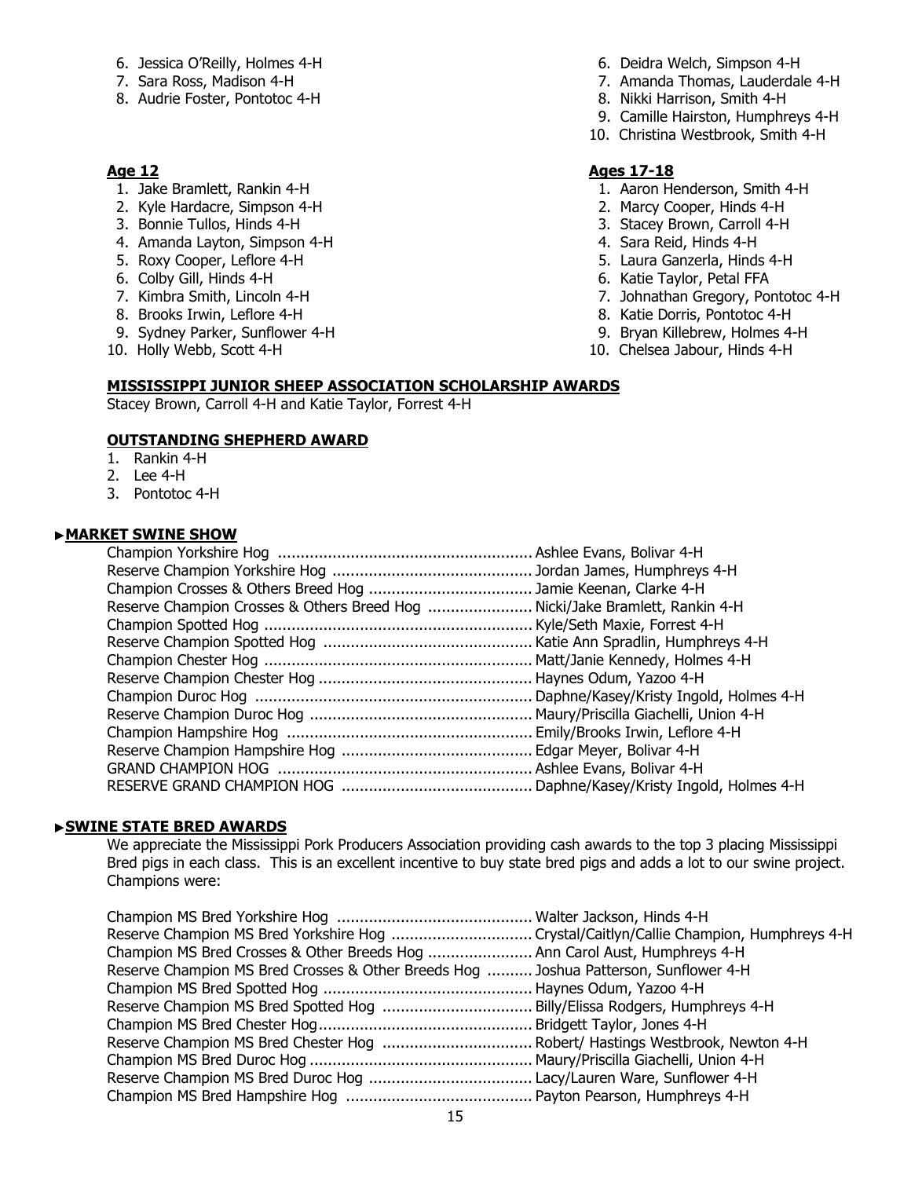6. Jessica O'Reilly, Holmes 4-H
7. Sara Ross, Madison 4-H
8. Audrie Foster, Pontotoc 4-H

**Age 12**

1. Jake Bramlett, Rankin 4-H
2. Kyle Hardacre, Simpson 4-H
3. Bonnie Tullos, Hinds 4-H
4. Amanda Layton, Simpson 4-H
5. Roxy Cooper, Leflore 4-H
6. Colby Gill, Hinds 4-H
7. Kimbra Smith, Lincoln 4-H
8. Brooks Irwin, Leflore 4-H
9. Sydney Parker, Sunflower 4-H
10. Holly Webb, Scott 4-H

6. Deidra Welch, Simpson 4-H
7. Amanda Thomas, Lauderdale 4-H
8. Nikki Harrison, Smith 4-H
9. Camille Hairston, Humphreys 4-H
10. Christina Westbrook, Smith 4-H

**Ages 17-18**

1. Aaron Henderson, Smith 4-H
2. Marcy Cooper, Hinds 4-H
3. Stacey Brown, Carroll 4-H
4. Sara Reid, Hinds 4-H
5. Laura Ganzerla, Hinds 4-H
6. Katie Taylor, Petal FFA
7. Johnathan Gregory, Pontotoc 4-H
8. Katie Dorris, Pontotoc 4-H
9. Bryan Killebrew, Holmes 4-H
10. Chelsea Jabour, Hinds 4-H

**MISSISSIPPI JUNIOR SHEEP ASSOCIATION SCHOLARSHIP AWARDS**

Stacey Brown, Carroll 4-H and Katie Taylor, Forrest 4-H

**OUTSTANDING SHEPHERD AWARD**

1. Rankin 4-H
2. Lee 4-H
3. Pontotoc 4-H

## ►MARKET SWINE SHOW

| | |
|---|---|
| Champion Yorkshire Hog | Ashlee Evans, Bolivar 4-H |
| Reserve Champion Yorkshire Hog | Jordan James, Humphreys 4-H |
| Champion Crosses & Others Breed Hog | Jamie Keenan, Clarke 4-H |
| Reserve Champion Crosses & Others Breed Hog | Nicki/Jake Bramlett, Rankin 4-H |
| Champion Spotted Hog | Kyle/Seth Maxie, Forrest 4-H |
| Reserve Champion Spotted Hog | Katie Ann Spradlin, Humphreys 4-H |
| Champion Chester Hog | Matt/Janie Kennedy, Holmes 4-H |
| Reserve Champion Chester Hog | Haynes Odum, Yazoo 4-H |
| Champion Duroc Hog | Daphne/Kasey/Kristy Ingold, Holmes 4-H |
| Reserve Champion Duroc Hog | Maury/Priscilla Giachelli, Union 4-H |
| Champion Hampshire Hog | Emily/Brooks Irwin, Leflore 4-H |
| Reserve Champion Hampshire Hog | Edgar Meyer, Bolivar 4-H |
| GRAND CHAMPION HOG | Ashlee Evans, Bolivar 4-H |
| RESERVE GRAND CHAMPION HOG | Daphne/Kasey/Kristy Ingold, Holmes 4-H |

## ►SWINE STATE BRED AWARDS

We appreciate the Mississippi Pork Producers Association providing cash awards to the top 3 placing Mississippi Bred pigs in each class. This is an excellent incentive to buy state bred pigs and adds a lot to our swine project. Champions were:

| | |
|---|---|
| Champion MS Bred Yorkshire Hog | Walter Jackson, Hinds 4-H |
| Reserve Champion MS Bred Yorkshire Hog | Crystal/Caitlyn/Callie Champion, Humphreys 4-H |
| Champion MS Bred Crosses & Other Breeds Hog | Ann Carol Aust, Humphreys 4-H |
| Reserve Champion MS Bred Crosses & Other Breeds Hog | Joshua Patterson, Sunflower 4-H |
| Champion MS Bred Spotted Hog | Haynes Odum, Yazoo 4-H |
| Reserve Champion MS Bred Spotted Hog | Billy/Elissa Rodgers, Humphreys 4-H |
| Champion MS Bred Chester Hog | Bridgett Taylor, Jones 4-H |
| Reserve Champion MS Bred Chester Hog | Robert/ Hastings Westbrook, Newton 4-H |
| Champion MS Bred Duroc Hog | Maury/Priscilla Giachelli, Union 4-H |
| Reserve Champion MS Bred Duroc Hog | Lacy/Lauren Ware, Sunflower 4-H |
| Champion MS Bred Hampshire Hog | Payton Pearson, Humphreys 4-H |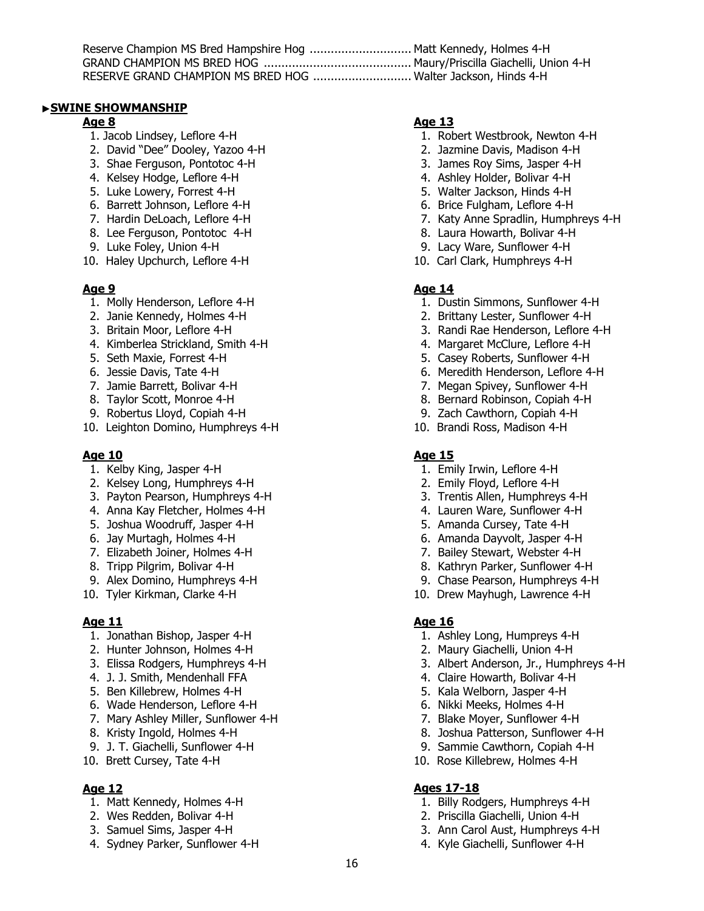Reserve Champion MS Bred Hampshire Hog ............................ Matt Kennedy, Holmes 4-H
GRAND CHAMPION MS BRED HOG ......................................... Maury/Priscilla Giachelli, Union 4-H
RESERVE GRAND CHAMPION MS BRED HOG ........................... Walter Jackson, Hinds 4-H

## ►SWINE SHOWMANSHIP

### Age 8

1. Jacob Lindsey, Leflore 4-H
2. David "Dee" Dooley, Yazoo 4-H
3. Shae Ferguson, Pontotoc 4-H
4. Kelsey Hodge, Leflore 4-H
5. Luke Lowery, Forrest 4-H
6. Barrett Johnson, Leflore 4-H
7. Hardin DeLoach, Leflore 4-H
8. Lee Ferguson, Pontotoc 4-H
9. Luke Foley, Union 4-H
10. Haley Upchurch, Leflore 4-H

### Age 9

1. Molly Henderson, Leflore 4-H
2. Janie Kennedy, Holmes 4-H
3. Britain Moor, Leflore 4-H
4. Kimberlea Strickland, Smith 4-H
5. Seth Maxie, Forrest 4-H
6. Jessie Davis, Tate 4-H
7. Jamie Barrett, Bolivar 4-H
8. Taylor Scott, Monroe 4-H
9. Robertus Lloyd, Copiah 4-H
10. Leighton Domino, Humphreys 4-H

### Age 10

1. Kelby King, Jasper 4-H
2. Kelsey Long, Humphreys 4-H
3. Payton Pearson, Humphreys 4-H
4. Anna Kay Fletcher, Holmes 4-H
5. Joshua Woodruff, Jasper 4-H
6. Jay Murtagh, Holmes 4-H
7. Elizabeth Joiner, Holmes 4-H
8. Tripp Pilgrim, Bolivar 4-H
9. Alex Domino, Humphreys 4-H
10. Tyler Kirkman, Clarke 4-H

### Age 11

1. Jonathan Bishop, Jasper 4-H
2. Hunter Johnson, Holmes 4-H
3. Elissa Rodgers, Humphreys 4-H
4. J. J. Smith, Mendenhall FFA
5. Ben Killebrew, Holmes 4-H
6. Wade Henderson, Leflore 4-H
7. Mary Ashley Miller, Sunflower 4-H
8. Kristy Ingold, Holmes 4-H
9. J. T. Giachelli, Sunflower 4-H
10. Brett Cursey, Tate 4-H

### Age 12

1. Matt Kennedy, Holmes 4-H
2. Wes Redden, Bolivar 4-H
3. Samuel Sims, Jasper 4-H
4. Sydney Parker, Sunflower 4-H

### Age 13

1. Robert Westbrook, Newton 4-H
2. Jazmine Davis, Madison 4-H
3. James Roy Sims, Jasper 4-H
4. Ashley Holder, Bolivar 4-H
5. Walter Jackson, Hinds 4-H
6. Brice Fulgham, Leflore 4-H
7. Katy Anne Spradlin, Humphreys 4-H
8. Laura Howarth, Bolivar 4-H
9. Lacy Ware, Sunflower 4-H
10. Carl Clark, Humphreys 4-H

### Age 14

1. Dustin Simmons, Sunflower 4-H
2. Brittany Lester, Sunflower 4-H
3. Randi Rae Henderson, Leflore 4-H
4. Margaret McClure, Leflore 4-H
5. Casey Roberts, Sunflower 4-H
6. Meredith Henderson, Leflore 4-H
7. Megan Spivey, Sunflower 4-H
8. Bernard Robinson, Copiah 4-H
9. Zach Cawthorn, Copiah 4-H
10. Brandi Ross, Madison 4-H

### Age 15

1. Emily Irwin, Leflore 4-H
2. Emily Floyd, Leflore 4-H
3. Trentis Allen, Humphreys 4-H
4. Lauren Ware, Sunflower 4-H
5. Amanda Cursey, Tate 4-H
6. Amanda Dayvolt, Jasper 4-H
7. Bailey Stewart, Webster 4-H
8. Kathryn Parker, Sunflower 4-H
9. Chase Pearson, Humphreys 4-H
10. Drew Mayhugh, Lawrence 4-H

### Age 16

1. Ashley Long, Humpreys 4-H
2. Maury Giachelli, Union 4-H
3. Albert Anderson, Jr., Humphreys 4-H
4. Claire Howarth, Bolivar 4-H
5. Kala Welborn, Jasper 4-H
6. Nikki Meeks, Holmes 4-H
7. Blake Moyer, Sunflower 4-H
8. Joshua Patterson, Sunflower 4-H
9. Sammie Cawthorn, Copiah 4-H
10. Rose Killebrew, Holmes 4-H

### Ages 17-18

1. Billy Rodgers, Humphreys 4-H
2. Priscilla Giachelli, Union 4-H
3. Ann Carol Aust, Humphreys 4-H
4. Kyle Giachelli, Sunflower 4-H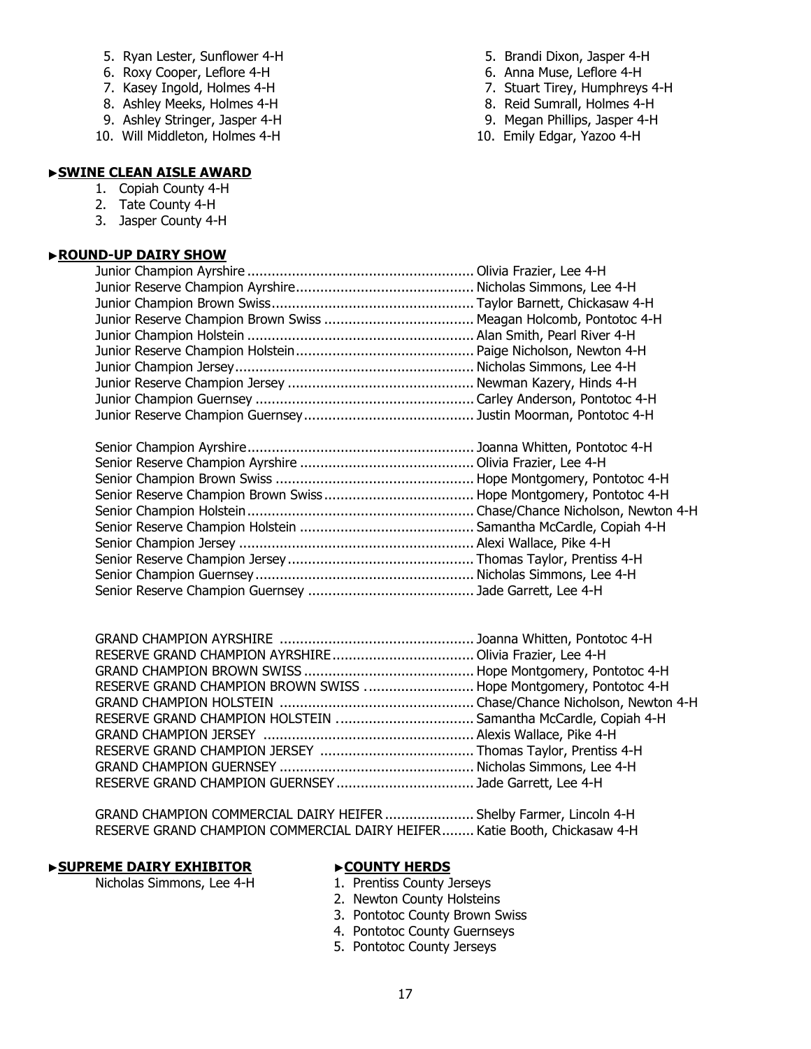5. Ryan Lester, Sunflower 4-H
6. Roxy Cooper, Leflore 4-H
7. Kasey Ingold, Holmes 4-H
8. Ashley Meeks, Holmes 4-H
9. Ashley Stringer, Jasper 4-H
10. Will Middleton, Holmes 4-H

5. Brandi Dixon, Jasper 4-H
6. Anna Muse, Leflore 4-H
7. Stuart Tirey, Humphreys 4-H
8. Reid Sumrall, Holmes 4-H
9. Megan Phillips, Jasper 4-H
10. Emily Edgar, Yazoo 4-H

### ►SWINE CLEAN AISLE AWARD

1. Copiah County 4-H
2. Tate County 4-H
3. Jasper County 4-H

### ►ROUND-UP DAIRY SHOW

Junior Champion Ayrshire ........................................................ Olivia Frazier, Lee 4-H
Junior Reserve Champion Ayrshire............................................ Nicholas Simmons, Lee 4-H
Junior Champion Brown Swiss.................................................. Taylor Barnett, Chickasaw 4-H
Junior Reserve Champion Brown Swiss ..................................... Meagan Holcomb, Pontotoc 4-H
Junior Champion Holstein ........................................................ Alan Smith, Pearl River 4-H
Junior Reserve Champion Holstein............................................ Paige Nicholson, Newton 4-H
Junior Champion Jersey........................................................... Nicholas Simmons, Lee 4-H
Junior Reserve Champion Jersey .............................................. Newman Kazery, Hinds 4-H
Junior Champion Guernsey ...................................................... Carley Anderson, Pontotoc 4-H
Junior Reserve Champion Guernsey.......................................... Justin Moorman, Pontotoc 4-H

Senior Champion Ayrshire........................................................ Joanna Whitten, Pontotoc 4-H
Senior Reserve Champion Ayrshire ........................................... Olivia Frazier, Lee 4-H
Senior Champion Brown Swiss ................................................. Hope Montgomery, Pontotoc 4-H
Senior Reserve Champion Brown Swiss..................................... Hope Montgomery, Pontotoc 4-H
Senior Champion Holstein........................................................ Chase/Chance Nicholson, Newton 4-H
Senior Reserve Champion Holstein ........................................... Samantha McCardle, Copiah 4-H
Senior Champion Jersey .......................................................... Alexi Wallace, Pike 4-H
Senior Reserve Champion Jersey.............................................. Thomas Taylor, Prentiss 4-H
Senior Champion Guernsey...................................................... Nicholas Simmons, Lee 4-H
Senior Reserve Champion Guernsey ......................................... Jade Garrett, Lee 4-H

GRAND CHAMPION AYRSHIRE ................................................ Joanna Whitten, Pontotoc 4-H
RESERVE GRAND CHAMPION AYRSHIRE.................................. Olivia Frazier, Lee 4-H
GRAND CHAMPION BROWN SWISS .......................................... Hope Montgomery, Pontotoc 4-H
RESERVE GRAND CHAMPION BROWN SWISS ........................... Hope Montgomery, Pontotoc 4-H
GRAND CHAMPION HOLSTEIN ................................................ Chase/Chance Nicholson, Newton 4-H
RESERVE GRAND CHAMPION HOLSTEIN .................................. Samantha McCardle, Copiah 4-H
GRAND CHAMPION JERSEY .................................................... Alexis Wallace, Pike 4-H
RESERVE GRAND CHAMPION JERSEY ...................................... Thomas Taylor, Prentiss 4-H
GRAND CHAMPION GUERNSEY ................................................ Nicholas Simmons, Lee 4-H
RESERVE GRAND CHAMPION GUERNSEY .................................. Jade Garrett, Lee 4-H

GRAND CHAMPION COMMERCIAL DAIRY HEIFER ...................... Shelby Farmer, Lincoln 4-H
RESERVE GRAND CHAMPION COMMERCIAL DAIRY HEIFER........ Katie Booth, Chickasaw 4-H

### ►SUPREME DAIRY EXHIBITOR

Nicholas Simmons, Lee 4-H

### ►COUNTY HERDS

1. Prentiss County Jerseys
2. Newton County Holsteins
3. Pontotoc County Brown Swiss
4. Pontotoc County Guernseys
5. Pontotoc County Jerseys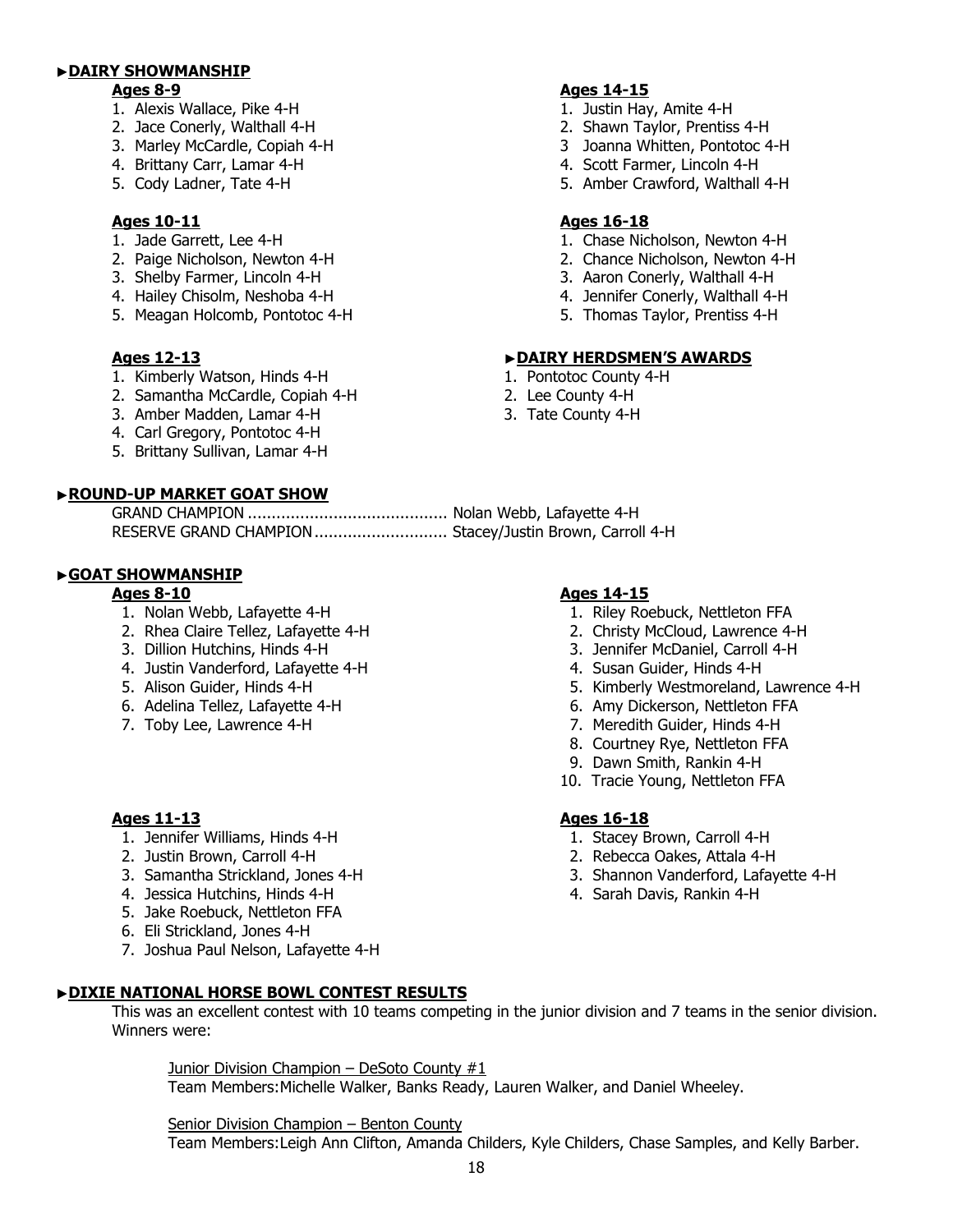## ►DAIRY SHOWMANSHIP

**Ages 8-9**

1. Alexis Wallace, Pike 4-H
2. Jace Conerly, Walthall 4-H
3. Marley McCardle, Copiah 4-H
4. Brittany Carr, Lamar 4-H
5. Cody Ladner, Tate 4-H

**Ages 10-11**

1. Jade Garrett, Lee 4-H
2. Paige Nicholson, Newton 4-H
3. Shelby Farmer, Lincoln 4-H
4. Hailey Chisolm, Neshoba 4-H
5. Meagan Holcomb, Pontotoc 4-H

**Ages 12-13**

1. Kimberly Watson, Hinds 4-H
2. Samantha McCardle, Copiah 4-H
3. Amber Madden, Lamar 4-H
4. Carl Gregory, Pontotoc 4-H
5. Brittany Sullivan, Lamar 4-H

**Ages 14-15**

1. Justin Hay, Amite 4-H
2. Shawn Taylor, Prentiss 4-H
3. Joanna Whitten, Pontotoc 4-H
4. Scott Farmer, Lincoln 4-H
5. Amber Crawford, Walthall 4-H

**Ages 16-18**

1. Chase Nicholson, Newton 4-H
2. Chance Nicholson, Newton 4-H
3. Aaron Conerly, Walthall 4-H
4. Jennifer Conerly, Walthall 4-H
5. Thomas Taylor, Prentiss 4-H

## ►DAIRY HERDSMEN'S AWARDS

1. Pontotoc County 4-H
2. Lee County 4-H
3. Tate County 4-H

## ►ROUND-UP MARKET GOAT SHOW

GRAND CHAMPION .......................................... Nolan Webb, Lafayette 4-H
RESERVE GRAND CHAMPION ............................ Stacey/Justin Brown, Carroll 4-H

## ►GOAT SHOWMANSHIP

**Ages 8-10**

1. Nolan Webb, Lafayette 4-H
2. Rhea Claire Tellez, Lafayette 4-H
3. Dillion Hutchins, Hinds 4-H
4. Justin Vanderford, Lafayette 4-H
5. Alison Guider, Hinds 4-H
6. Adelina Tellez, Lafayette 4-H
7. Toby Lee, Lawrence 4-H

**Ages 11-13**

1. Jennifer Williams, Hinds 4-H
2. Justin Brown, Carroll 4-H
3. Samantha Strickland, Jones 4-H
4. Jessica Hutchins, Hinds 4-H
5. Jake Roebuck, Nettleton FFA
6. Eli Strickland, Jones 4-H
7. Joshua Paul Nelson, Lafayette 4-H

**Ages 14-15**

1. Riley Roebuck, Nettleton FFA
2. Christy McCloud, Lawrence 4-H
3. Jennifer McDaniel, Carroll 4-H
4. Susan Guider, Hinds 4-H
5. Kimberly Westmoreland, Lawrence 4-H
6. Amy Dickerson, Nettleton FFA
7. Meredith Guider, Hinds 4-H
8. Courtney Rye, Nettleton FFA
9. Dawn Smith, Rankin 4-H
10. Tracie Young, Nettleton FFA

**Ages 16-18**

1. Stacey Brown, Carroll 4-H
2. Rebecca Oakes, Attala 4-H
3. Shannon Vanderford, Lafayette 4-H
4. Sarah Davis, Rankin 4-H

## ►DIXIE NATIONAL HORSE BOWL CONTEST RESULTS

This was an excellent contest with 10 teams competing in the junior division and 7 teams in the senior division. Winners were:

Junior Division Champion – DeSoto County #1
Team Members: Michelle Walker, Banks Ready, Lauren Walker, and Daniel Wheeley.

Senior Division Champion – Benton County
Team Members: Leigh Ann Clifton, Amanda Childers, Kyle Childers, Chase Samples, and Kelly Barber.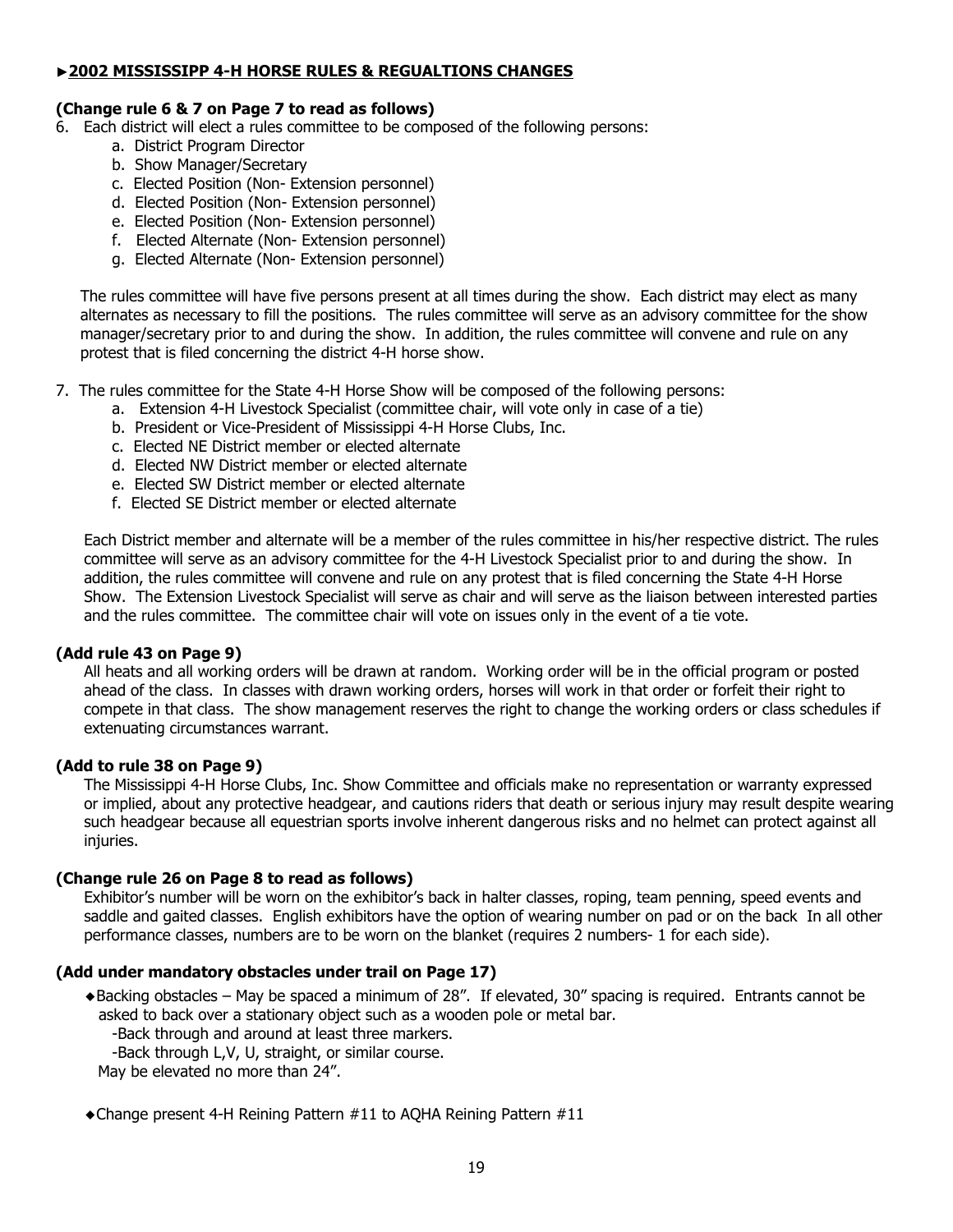## ►2002 MISSISSIPP 4-H HORSE RULES & REGUALTIONS CHANGES

**(Change rule 6 & 7 on Page 7 to read as follows)**

6. Each district will elect a rules committee to be composed of the following persons:
   a. District Program Director
   b. Show Manager/Secretary
   c. Elected Position (Non- Extension personnel)
   d. Elected Position (Non- Extension personnel)
   e. Elected Position (Non- Extension personnel)
   f. Elected Alternate (Non- Extension personnel)
   g. Elected Alternate (Non- Extension personnel)

   The rules committee will have five persons present at all times during the show. Each district may elect as many alternates as necessary to fill the positions. The rules committee will serve as an advisory committee for the show manager/secretary prior to and during the show. In addition, the rules committee will convene and rule on any protest that is filed concerning the district 4-H horse show.

7. The rules committee for the State 4-H Horse Show will be composed of the following persons:
   a. Extension 4-H Livestock Specialist (committee chair, will vote only in case of a tie)
   b. President or Vice-President of Mississippi 4-H Horse Clubs, Inc.
   c. Elected NE District member or elected alternate
   d. Elected NW District member or elected alternate
   e. Elected SW District member or elected alternate
   f. Elected SE District member or elected alternate

   Each District member and alternate will be a member of the rules committee in his/her respective district. The rules committee will serve as an advisory committee for the 4-H Livestock Specialist prior to and during the show. In addition, the rules committee will convene and rule on any protest that is filed concerning the State 4-H Horse Show. The Extension Livestock Specialist will serve as chair and will serve as the liaison between interested parties and the rules committee. The committee chair will vote on issues only in the event of a tie vote.

**(Add rule 43 on Page 9)**

All heats and all working orders will be drawn at random. Working order will be in the official program or posted ahead of the class. In classes with drawn working orders, horses will work in that order or forfeit their right to compete in that class. The show management reserves the right to change the working orders or class schedules if extenuating circumstances warrant.

**(Add to rule 38 on Page 9)**

The Mississippi 4-H Horse Clubs, Inc. Show Committee and officials make no representation or warranty expressed or implied, about any protective headgear, and cautions riders that death or serious injury may result despite wearing such headgear because all equestrian sports involve inherent dangerous risks and no helmet can protect against all injuries.

**(Change rule 26 on Page 8 to read as follows)**

Exhibitor's number will be worn on the exhibitor's back in halter classes, roping, team penning, speed events and saddle and gaited classes. English exhibitors have the option of wearing number on pad or on the back In all other performance classes, numbers are to be worn on the blanket (requires 2 numbers- 1 for each side).

**(Add under mandatory obstacles under trail on Page 17)**

- Backing obstacles – May be spaced a minimum of 28". If elevated, 30" spacing is required. Entrants cannot be asked to back over a stationary object such as a wooden pole or metal bar.
  - -Back through and around at least three markers.
  - -Back through L,V, U, straight, or similar course.

  May be elevated no more than 24".

- Change present 4-H Reining Pattern #11 to AQHA Reining Pattern #11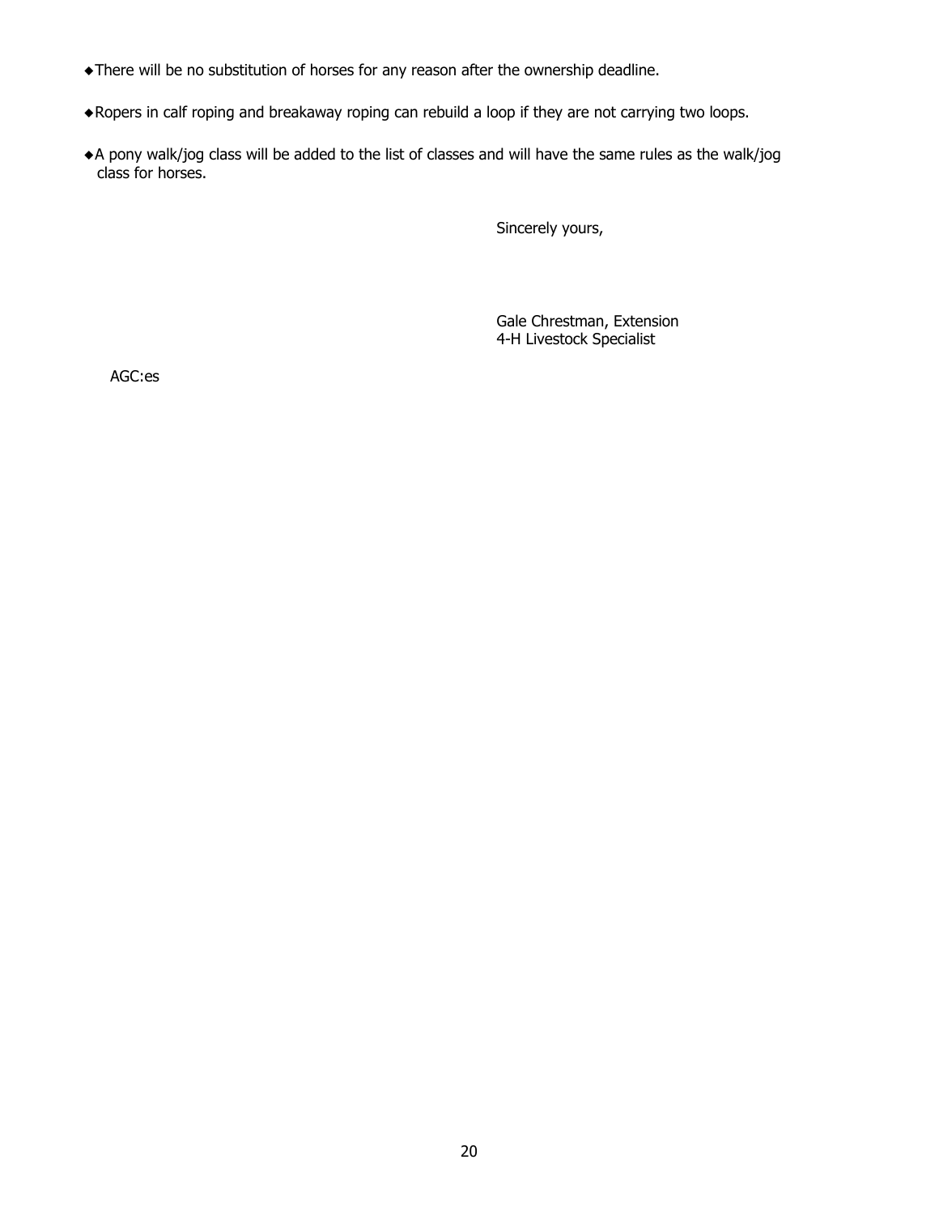- There will be no substitution of horses for any reason after the ownership deadline.

- Ropers in calf roping and breakaway roping can rebuild a loop if they are not carrying two loops.

- A pony walk/jog class will be added to the list of classes and will have the same rules as the walk/jog class for horses.

Sincerely yours,

Gale Chrestman, Extension
4-H Livestock Specialist

AGC:es